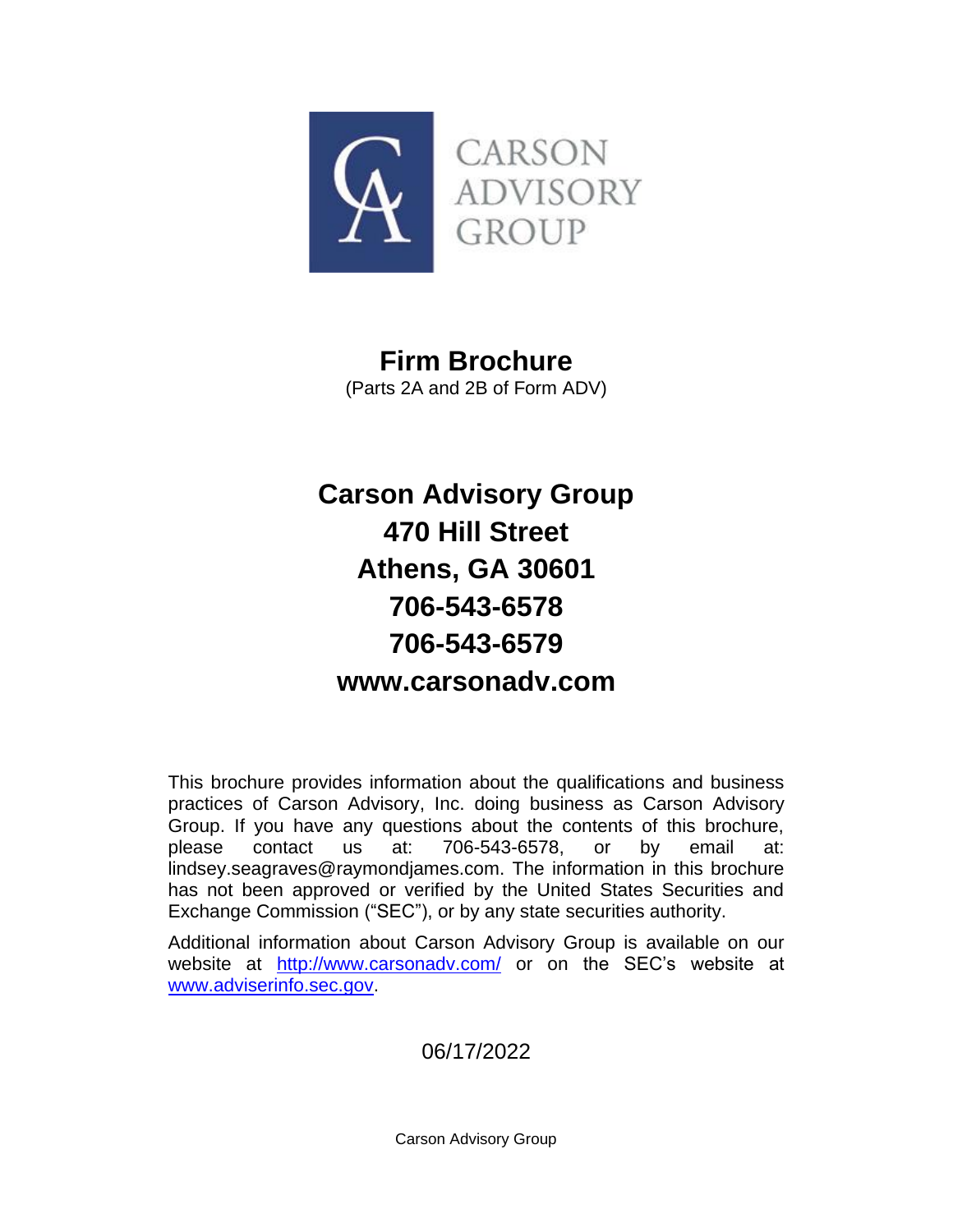CARSON ADVISORY GROUP

# Firm Brochure

(Parts 2A and 2B of Form ADV)

# Carson Advisory Group
# 470 Hill Street
# Athens, GA 30601
# 706-543-6578
# 706-543-6579
# www.carsonadv.com

This brochure provides information about the qualifications and business practices of Carson Advisory, Inc. doing business as Carson Advisory Group. If you have any questions about the contents of this brochure, please contact us at: 706-543-6578, or by email at: lindsey.seagraves@raymondjames.com. The information in this brochure has not been approved or verified by the United States Securities and Exchange Commission ("SEC"), or by any state securities authority.

Additional information about Carson Advisory Group is available on our website at http://www.carsonadv.com/ or on the SEC's website at www.adviserinfo.sec.gov.

06/17/2022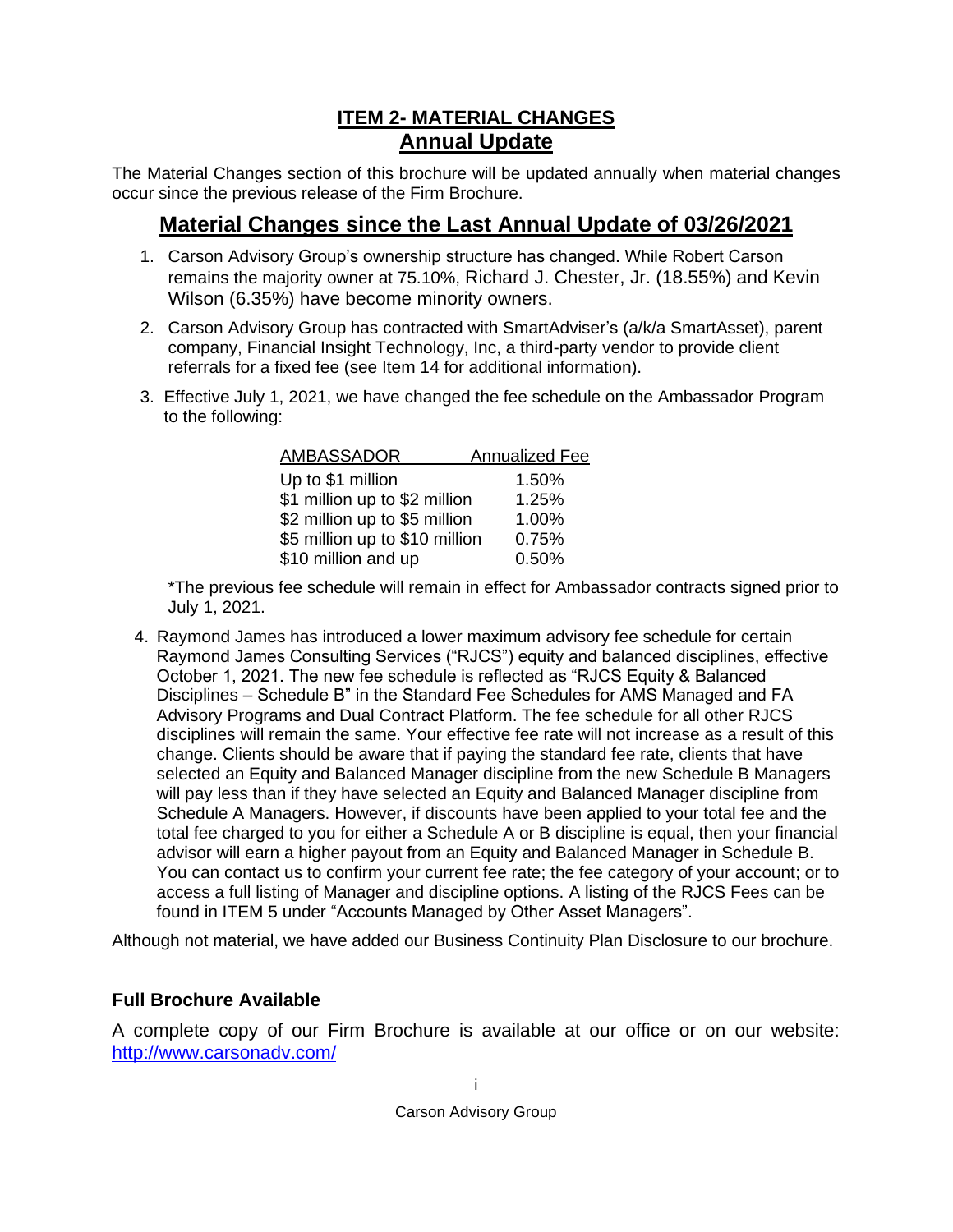# ITEM 2- MATERIAL CHANGES

## Annual Update

The Material Changes section of this brochure will be updated annually when material changes occur since the previous release of the Firm Brochure.

## Material Changes since the Last Annual Update of 03/26/2021

1. Carson Advisory Group's ownership structure has changed. While Robert Carson remains the majority owner at 75.10%, Richard J. Chester, Jr. (18.55%) and Kevin Wilson (6.35%) have become minority owners.
2. Carson Advisory Group has contracted with SmartAdviser's (a/k/a SmartAsset), parent company, Financial Insight Technology, Inc, a third-party vendor to provide client referrals for a fixed fee (see Item 14 for additional information).
3. Effective July 1, 2021, we have changed the fee schedule on the Ambassador Program to the following:

| AMBASSADOR | Annualized Fee |
|---|---|
| Up to $1 million | 1.50% |
| $1 million up to $2 million | 1.25% |
| $2 million up to $5 million | 1.00% |
| $5 million up to $10 million | 0.75% |
| $10 million and up | 0.50% |

*The previous fee schedule will remain in effect for Ambassador contracts signed prior to July 1, 2021.

4. Raymond James has introduced a lower maximum advisory fee schedule for certain Raymond James Consulting Services ("RJCS") equity and balanced disciplines, effective October 1, 2021. The new fee schedule is reflected as "RJCS Equity & Balanced Disciplines – Schedule B" in the Standard Fee Schedules for AMS Managed and FA Advisory Programs and Dual Contract Platform. The fee schedule for all other RJCS disciplines will remain the same. Your effective fee rate will not increase as a result of this change. Clients should be aware that if paying the standard fee rate, clients that have selected an Equity and Balanced Manager discipline from the new Schedule B Managers will pay less than if they have selected an Equity and Balanced Manager discipline from Schedule A Managers. However, if discounts have been applied to your total fee and the total fee charged to you for either a Schedule A or B discipline is equal, then your financial advisor will earn a higher payout from an Equity and Balanced Manager in Schedule B. You can contact us to confirm your current fee rate; the fee category of your account; or to access a full listing of Manager and discipline options. A listing of the RJCS Fees can be found in ITEM 5 under "Accounts Managed by Other Asset Managers".

Although not material, we have added our Business Continuity Plan Disclosure to our brochure.

### Full Brochure Available

A complete copy of our Firm Brochure is available at our office or on our website: http://www.carsonadv.com/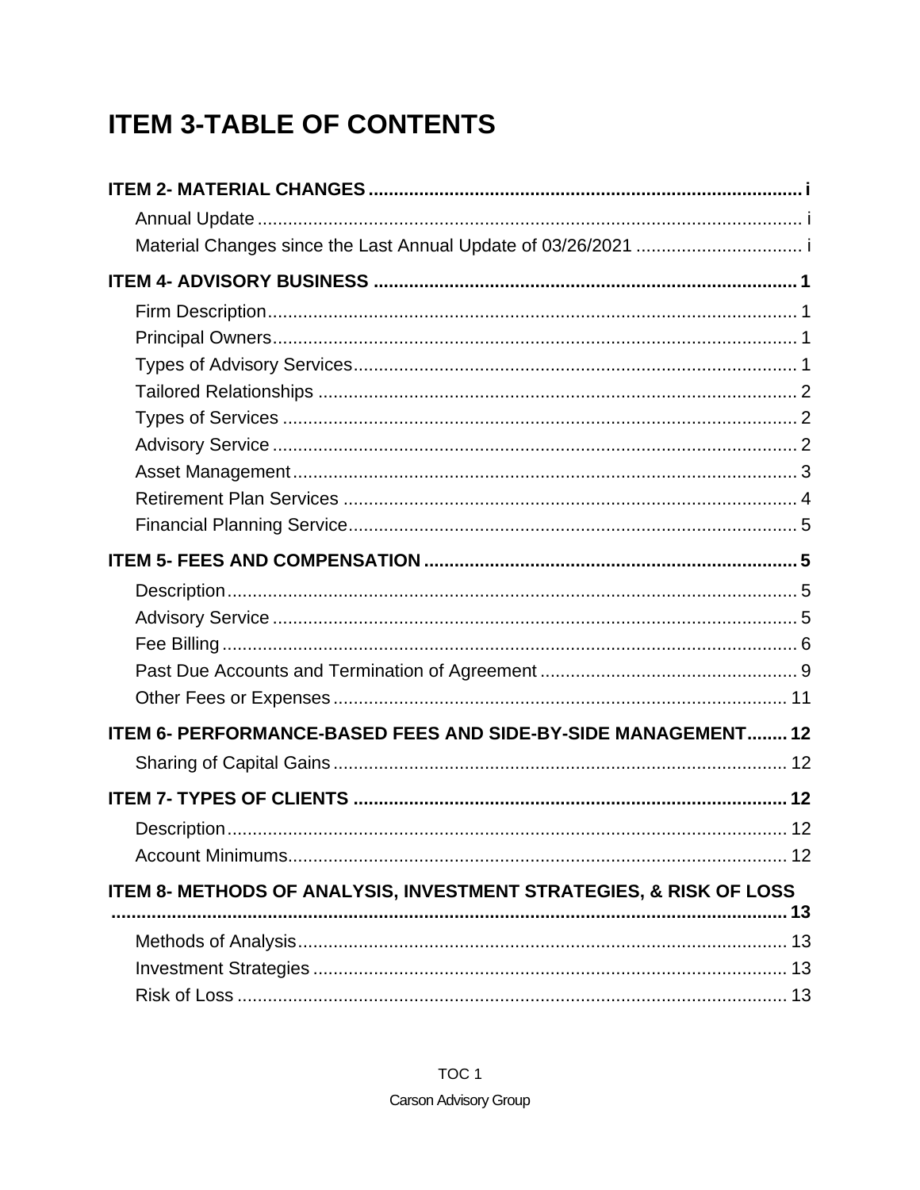# ITEM 3-TABLE OF CONTENTS

**ITEM 2- MATERIAL CHANGES** ..... i

- Annual Update ..... i
- Material Changes since the Last Annual Update of 03/26/2021 ..... i

**ITEM 4- ADVISORY BUSINESS** ..... 1

- Firm Description ..... 1
- Principal Owners ..... 1
- Types of Advisory Services ..... 1
- Tailored Relationships ..... 2
- Types of Services ..... 2
- Advisory Service ..... 2
- Asset Management ..... 3
- Retirement Plan Services ..... 4
- Financial Planning Service ..... 5

**ITEM 5- FEES AND COMPENSATION** ..... 5

- Description ..... 5
- Advisory Service ..... 5
- Fee Billing ..... 6
- Past Due Accounts and Termination of Agreement ..... 9
- Other Fees or Expenses ..... 11

**ITEM 6- PERFORMANCE-BASED FEES AND SIDE-BY-SIDE MANAGEMENT** ..... 12

- Sharing of Capital Gains ..... 12

**ITEM 7- TYPES OF CLIENTS** ..... 12

- Description ..... 12
- Account Minimums ..... 12

**ITEM 8- METHODS OF ANALYSIS, INVESTMENT STRATEGIES, & RISK OF LOSS** ..... 13

- Methods of Analysis ..... 13
- Investment Strategies ..... 13
- Risk of Loss ..... 13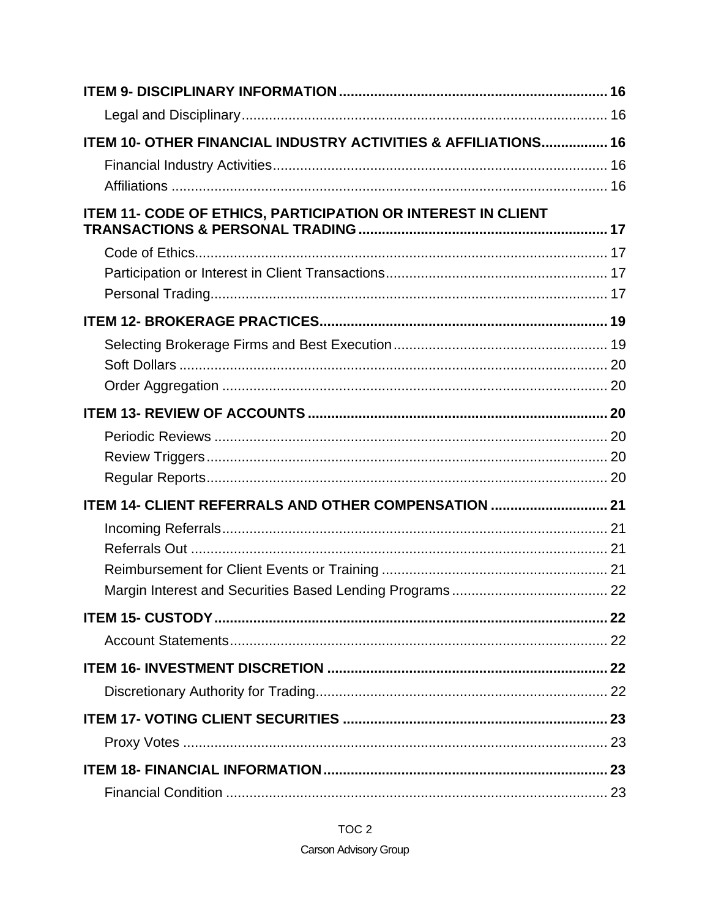**ITEM 9- DISCIPLINARY INFORMATION** .................................................................... **16**

Legal and Disciplinary ............................................................................................. 16

**ITEM 10- OTHER FINANCIAL INDUSTRY ACTIVITIES & AFFILIATIONS** ................. **16**

Financial Industry Activities ..................................................................................... 16

Affiliations ............................................................................................................... 16

**ITEM 11- CODE OF ETHICS, PARTICIPATION OR INTEREST IN CLIENT TRANSACTIONS & PERSONAL TRADING** ............................................................... **17**

Code of Ethics ......................................................................................................... 17

Participation or Interest in Client Transactions ........................................................ 17

Personal Trading ..................................................................................................... 17

**ITEM 12- BROKERAGE PRACTICES** ......................................................................... **19**

Selecting Brokerage Firms and Best Execution ....................................................... 19

Soft Dollars ............................................................................................................. 20

Order Aggregation .................................................................................................. 20

**ITEM 13- REVIEW OF ACCOUNTS** ............................................................................ **20**

Periodic Reviews .................................................................................................... 20

Review Triggers ...................................................................................................... 20

Regular Reports ...................................................................................................... 20

**ITEM 14- CLIENT REFERRALS AND OTHER COMPENSATION** ............................. **21**

Incoming Referrals .................................................................................................. 21

Referrals Out .......................................................................................................... 21

Reimbursement for Client Events or Training .......................................................... 21

Margin Interest and Securities Based Lending Programs ........................................ 22

**ITEM 15- CUSTODY** .................................................................................................... **22**

Account Statements ................................................................................................ 22

**ITEM 16- INVESTMENT DISCRETION** ....................................................................... **22**

Discretionary Authority for Trading .......................................................................... 22

**ITEM 17- VOTING CLIENT SECURITIES** ................................................................... **23**

Proxy Votes ............................................................................................................ 23

**ITEM 18- FINANCIAL INFORMATION** ........................................................................ **23**

Financial Condition ................................................................................................. 23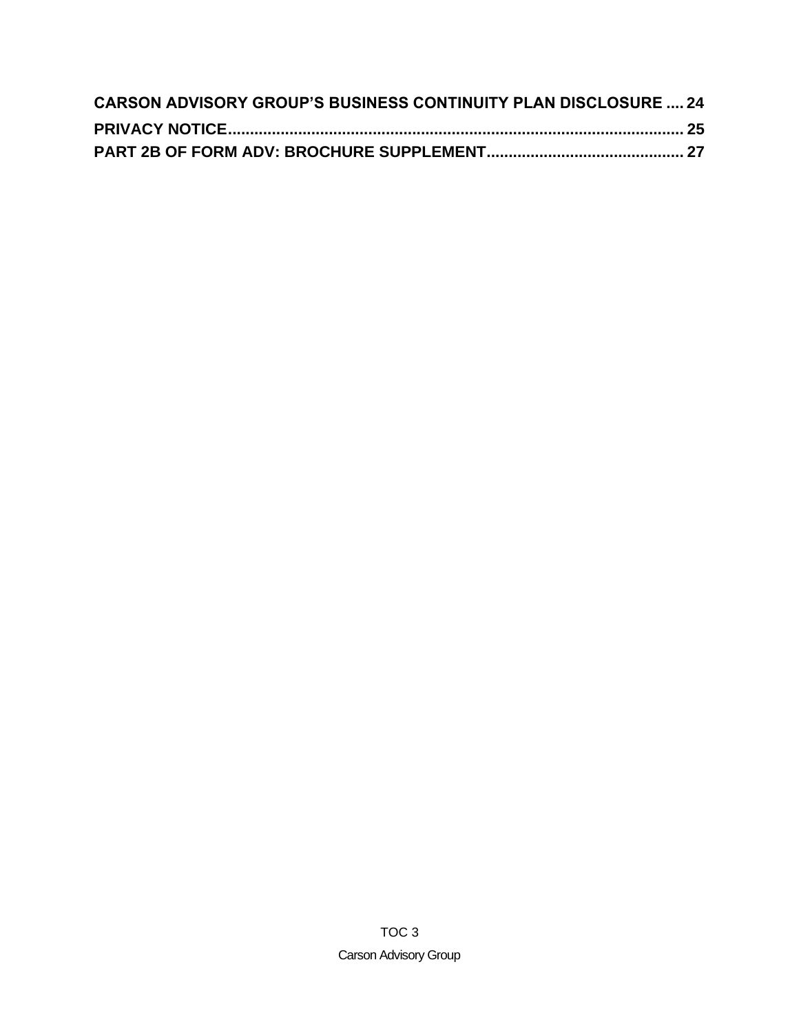**CARSON ADVISORY GROUP'S BUSINESS CONTINUITY PLAN DISCLOSURE .... 24**

**PRIVACY NOTICE........................................................................................................ 25**

**PART 2B OF FORM ADV: BROCHURE SUPPLEMENT............................................ 27**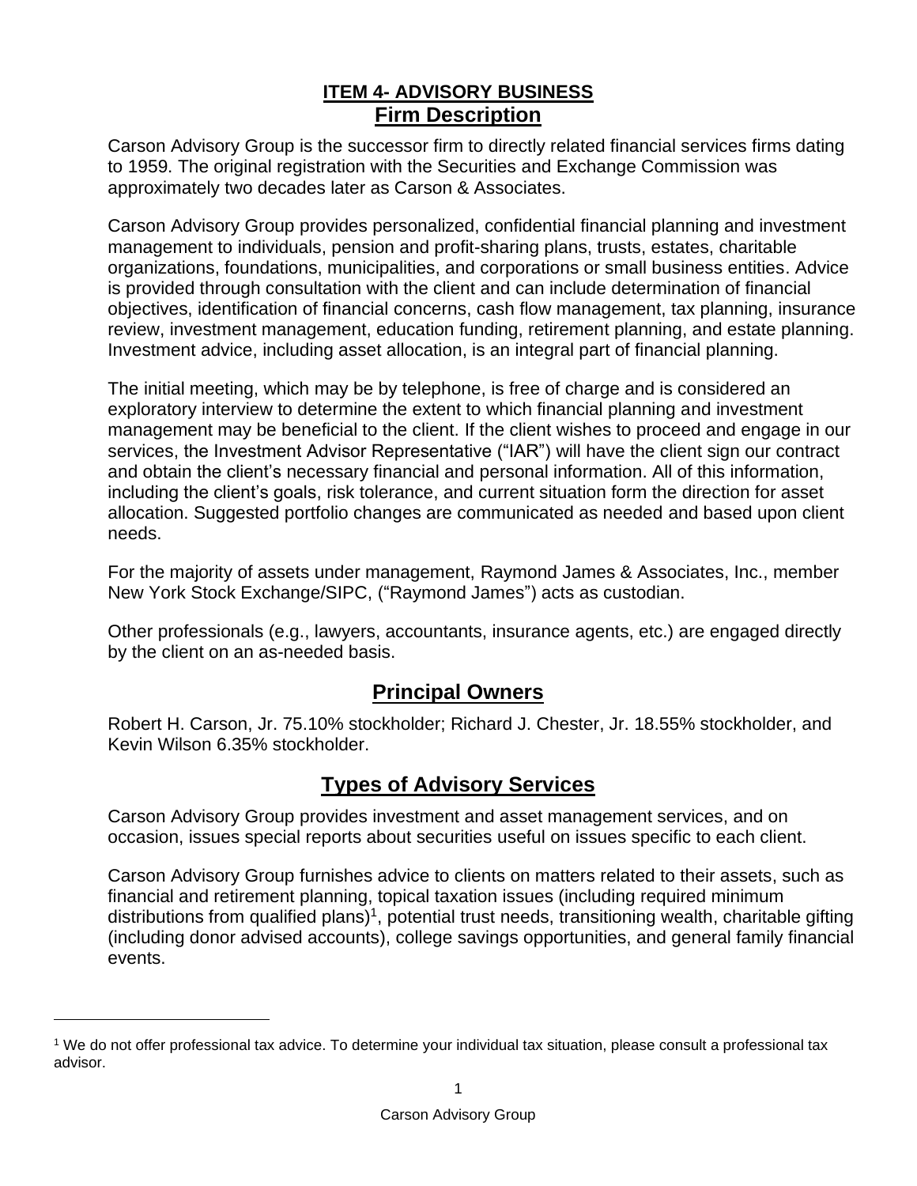# ITEM 4- ADVISORY BUSINESS

## Firm Description

Carson Advisory Group is the successor firm to directly related financial services firms dating to 1959. The original registration with the Securities and Exchange Commission was approximately two decades later as Carson & Associates.

Carson Advisory Group provides personalized, confidential financial planning and investment management to individuals, pension and profit-sharing plans, trusts, estates, charitable organizations, foundations, municipalities, and corporations or small business entities. Advice is provided through consultation with the client and can include determination of financial objectives, identification of financial concerns, cash flow management, tax planning, insurance review, investment management, education funding, retirement planning, and estate planning. Investment advice, including asset allocation, is an integral part of financial planning.

The initial meeting, which may be by telephone, is free of charge and is considered an exploratory interview to determine the extent to which financial planning and investment management may be beneficial to the client. If the client wishes to proceed and engage in our services, the Investment Advisor Representative ("IAR") will have the client sign our contract and obtain the client's necessary financial and personal information. All of this information, including the client's goals, risk tolerance, and current situation form the direction for asset allocation. Suggested portfolio changes are communicated as needed and based upon client needs.

For the majority of assets under management, Raymond James & Associates, Inc., member New York Stock Exchange/SIPC, ("Raymond James") acts as custodian.

Other professionals (e.g., lawyers, accountants, insurance agents, etc.) are engaged directly by the client on an as-needed basis.

## Principal Owners

Robert H. Carson, Jr. 75.10% stockholder; Richard J. Chester, Jr. 18.55% stockholder, and Kevin Wilson 6.35% stockholder.

## Types of Advisory Services

Carson Advisory Group provides investment and asset management services, and on occasion, issues special reports about securities useful on issues specific to each client.

Carson Advisory Group furnishes advice to clients on matters related to their assets, such as financial and retirement planning, topical taxation issues (including required minimum distributions from qualified plans)[1], potential trust needs, transitioning wealth, charitable gifting (including donor advised accounts), college savings opportunities, and general family financial events.

---

[1] We do not offer professional tax advice. To determine your individual tax situation, please consult a professional tax advisor.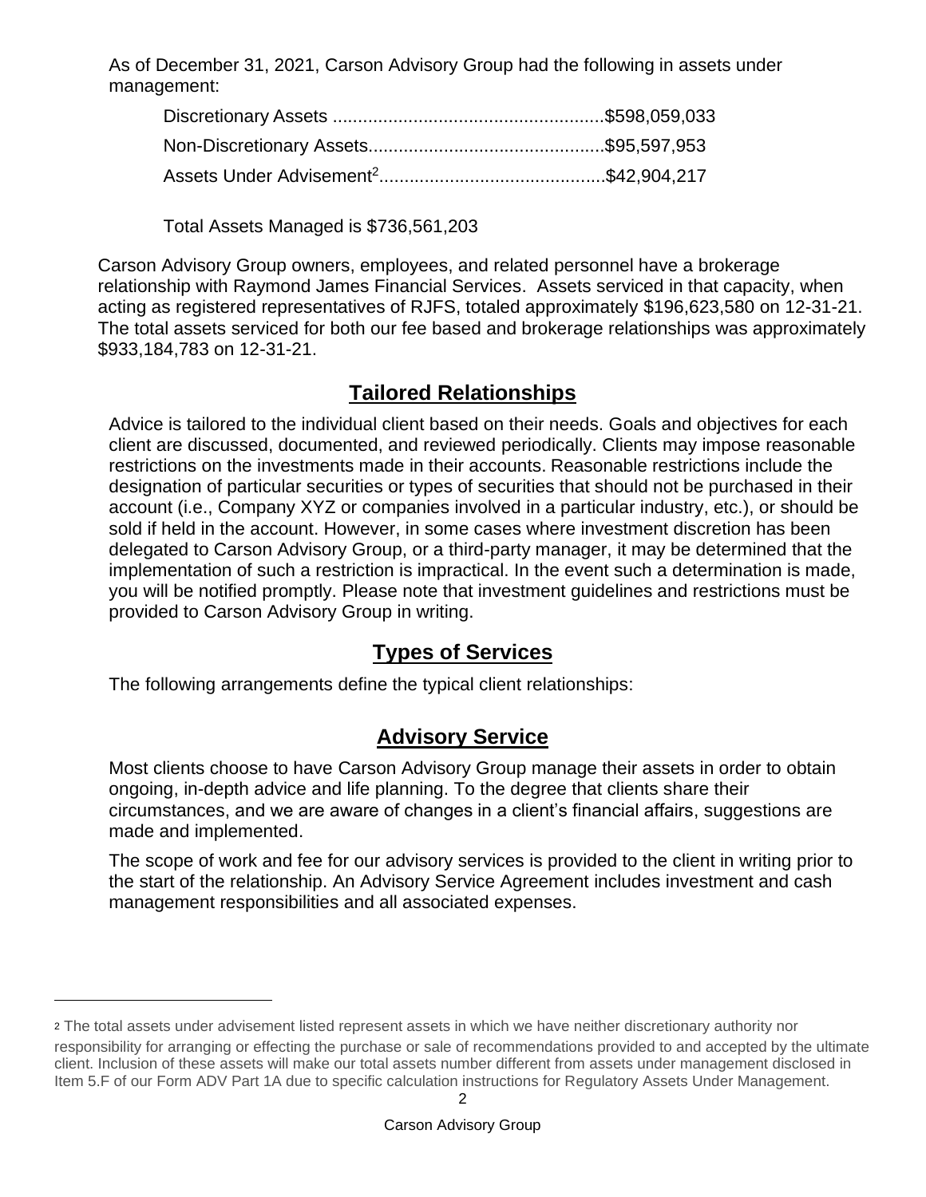As of December 31, 2021, Carson Advisory Group had the following in assets under management:

Discretionary Assets ......................................................$598,059,033

Non-Discretionary Assets...............................................$95,597,953

Assets Under Advisement[2]............................................$42,904,217

Total Assets Managed is $736,561,203

Carson Advisory Group owners, employees, and related personnel have a brokerage relationship with Raymond James Financial Services. Assets serviced in that capacity, when acting as registered representatives of RJFS, totaled approximately $196,623,580 on 12-31-21. The total assets serviced for both our fee based and brokerage relationships was approximately $933,184,783 on 12-31-21.

## Tailored Relationships

Advice is tailored to the individual client based on their needs. Goals and objectives for each client are discussed, documented, and reviewed periodically. Clients may impose reasonable restrictions on the investments made in their accounts. Reasonable restrictions include the designation of particular securities or types of securities that should not be purchased in their account (i.e., Company XYZ or companies involved in a particular industry, etc.), or should be sold if held in the account. However, in some cases where investment discretion has been delegated to Carson Advisory Group, or a third-party manager, it may be determined that the implementation of such a restriction is impractical. In the event such a determination is made, you will be notified promptly. Please note that investment guidelines and restrictions must be provided to Carson Advisory Group in writing.

## Types of Services

The following arrangements define the typical client relationships:

## Advisory Service

Most clients choose to have Carson Advisory Group manage their assets in order to obtain ongoing, in-depth advice and life planning. To the degree that clients share their circumstances, and we are aware of changes in a client's financial affairs, suggestions are made and implemented.

The scope of work and fee for our advisory services is provided to the client in writing prior to the start of the relationship. An Advisory Service Agreement includes investment and cash management responsibilities and all associated expenses.

---

[2] The total assets under advisement listed represent assets in which we have neither discretionary authority nor responsibility for arranging or effecting the purchase or sale of recommendations provided to and accepted by the ultimate client. Inclusion of these assets will make our total assets number different from assets under management disclosed in Item 5.F of our Form ADV Part 1A due to specific calculation instructions for Regulatory Assets Under Management.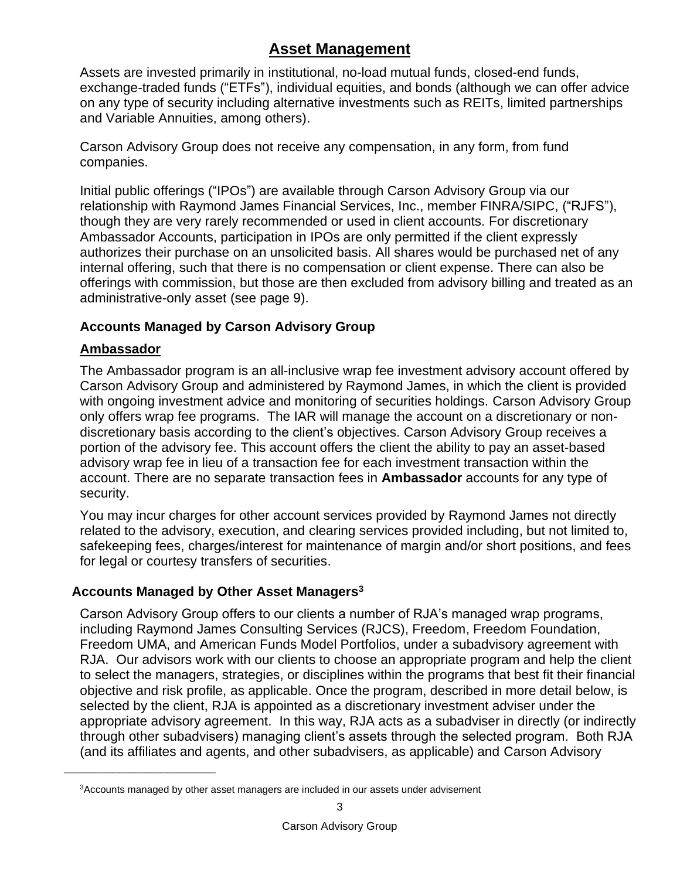## Asset Management

Assets are invested primarily in institutional, no-load mutual funds, closed-end funds, exchange-traded funds ("ETFs"), individual equities, and bonds (although we can offer advice on any type of security including alternative investments such as REITs, limited partnerships and Variable Annuities, among others).

Carson Advisory Group does not receive any compensation, in any form, from fund companies.

Initial public offerings ("IPOs") are available through Carson Advisory Group via our relationship with Raymond James Financial Services, Inc., member FINRA/SIPC, ("RJFS"), though they are very rarely recommended or used in client accounts. For discretionary Ambassador Accounts, participation in IPOs are only permitted if the client expressly authorizes their purchase on an unsolicited basis. All shares would be purchased net of any internal offering, such that there is no compensation or client expense. There can also be offerings with commission, but those are then excluded from advisory billing and treated as an administrative-only asset (see page 9).

### Accounts Managed by Carson Advisory Group

#### Ambassador

The Ambassador program is an all-inclusive wrap fee investment advisory account offered by Carson Advisory Group and administered by Raymond James, in which the client is provided with ongoing investment advice and monitoring of securities holdings. Carson Advisory Group only offers wrap fee programs. The IAR will manage the account on a discretionary or non-discretionary basis according to the client's objectives. Carson Advisory Group receives a portion of the advisory fee. This account offers the client the ability to pay an asset-based advisory wrap fee in lieu of a transaction fee for each investment transaction within the account. There are no separate transaction fees in **Ambassador** accounts for any type of security.

You may incur charges for other account services provided by Raymond James not directly related to the advisory, execution, and clearing services provided including, but not limited to, safekeeping fees, charges/interest for maintenance of margin and/or short positions, and fees for legal or courtesy transfers of securities.

### Accounts Managed by Other Asset Managers[3]

Carson Advisory Group offers to our clients a number of RJA's managed wrap programs, including Raymond James Consulting Services (RJCS), Freedom, Freedom Foundation, Freedom UMA, and American Funds Model Portfolios, under a subadvisory agreement with RJA. Our advisors work with our clients to choose an appropriate program and help the client to select the managers, strategies, or disciplines within the programs that best fit their financial objective and risk profile, as applicable. Once the program, described in more detail below, is selected by the client, RJA is appointed as a discretionary investment adviser under the appropriate advisory agreement. In this way, RJA acts as a subadviser in directly (or indirectly through other subadvisers) managing client's assets through the selected program. Both RJA (and its affiliates and agents, and other subadvisers, as applicable) and Carson Advisory

[3]Accounts managed by other asset managers are included in our assets under advisement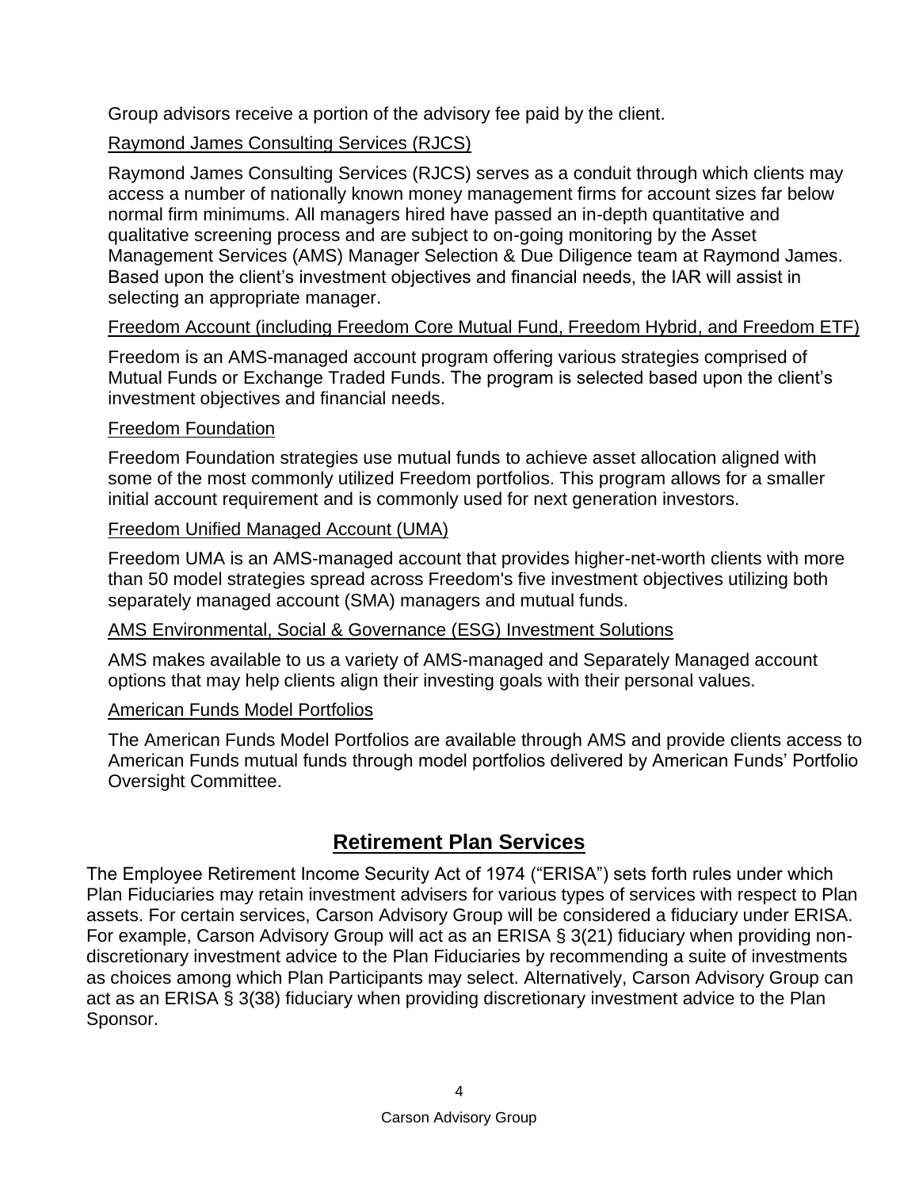Group advisors receive a portion of the advisory fee paid by the client.

Raymond James Consulting Services (RJCS)

Raymond James Consulting Services (RJCS) serves as a conduit through which clients may access a number of nationally known money management firms for account sizes far below normal firm minimums. All managers hired have passed an in-depth quantitative and qualitative screening process and are subject to on-going monitoring by the Asset Management Services (AMS) Manager Selection & Due Diligence team at Raymond James. Based upon the client's investment objectives and financial needs, the IAR will assist in selecting an appropriate manager.

Freedom Account (including Freedom Core Mutual Fund, Freedom Hybrid, and Freedom ETF)

Freedom is an AMS-managed account program offering various strategies comprised of Mutual Funds or Exchange Traded Funds. The program is selected based upon the client's investment objectives and financial needs.

Freedom Foundation

Freedom Foundation strategies use mutual funds to achieve asset allocation aligned with some of the most commonly utilized Freedom portfolios. This program allows for a smaller initial account requirement and is commonly used for next generation investors.

Freedom Unified Managed Account (UMA)

Freedom UMA is an AMS-managed account that provides higher-net-worth clients with more than 50 model strategies spread across Freedom's five investment objectives utilizing both separately managed account (SMA) managers and mutual funds.

AMS Environmental, Social & Governance (ESG) Investment Solutions

AMS makes available to us a variety of AMS-managed and Separately Managed account options that may help clients align their investing goals with their personal values.

American Funds Model Portfolios

The American Funds Model Portfolios are available through AMS and provide clients access to American Funds mutual funds through model portfolios delivered by American Funds' Portfolio Oversight Committee.

## Retirement Plan Services

The Employee Retirement Income Security Act of 1974 ("ERISA") sets forth rules under which Plan Fiduciaries may retain investment advisers for various types of services with respect to Plan assets. For certain services, Carson Advisory Group will be considered a fiduciary under ERISA. For example, Carson Advisory Group will act as an ERISA § 3(21) fiduciary when providing non-discretionary investment advice to the Plan Fiduciaries by recommending a suite of investments as choices among which Plan Participants may select. Alternatively, Carson Advisory Group can act as an ERISA § 3(38) fiduciary when providing discretionary investment advice to the Plan Sponsor.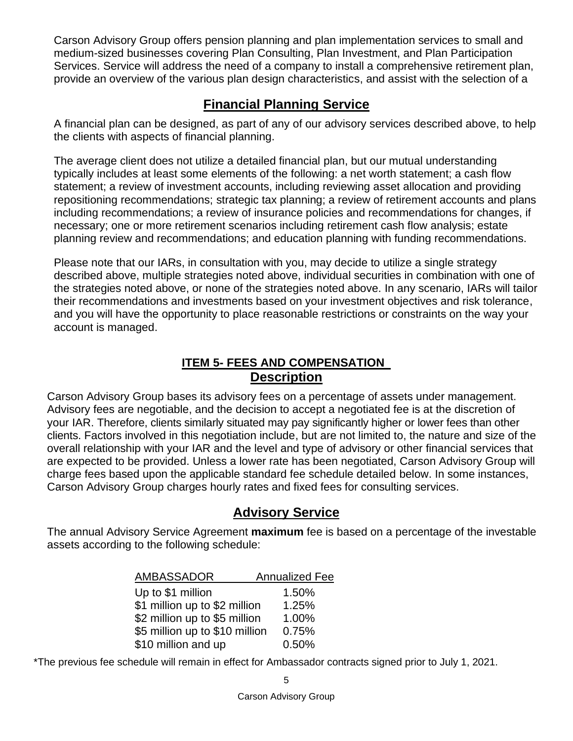Carson Advisory Group offers pension planning and plan implementation services to small and medium-sized businesses covering Plan Consulting, Plan Investment, and Plan Participation Services. Service will address the need of a company to install a comprehensive retirement plan, provide an overview of the various plan design characteristics, and assist with the selection of a

## Financial Planning Service

A financial plan can be designed, as part of any of our advisory services described above, to help the clients with aspects of financial planning.

The average client does not utilize a detailed financial plan, but our mutual understanding typically includes at least some elements of the following: a net worth statement; a cash flow statement; a review of investment accounts, including reviewing asset allocation and providing repositioning recommendations; strategic tax planning; a review of retirement accounts and plans including recommendations; a review of insurance policies and recommendations for changes, if necessary; one or more retirement scenarios including retirement cash flow analysis; estate planning review and recommendations; and education planning with funding recommendations.

Please note that our IARs, in consultation with you, may decide to utilize a single strategy described above, multiple strategies noted above, individual securities in combination with one of the strategies noted above, or none of the strategies noted above. In any scenario, IARs will tailor their recommendations and investments based on your investment objectives and risk tolerance, and you will have the opportunity to place reasonable restrictions or constraints on the way your account is managed.

## ITEM 5- FEES AND COMPENSATION

## Description

Carson Advisory Group bases its advisory fees on a percentage of assets under management. Advisory fees are negotiable, and the decision to accept a negotiated fee is at the discretion of your IAR. Therefore, clients similarly situated may pay significantly higher or lower fees than other clients. Factors involved in this negotiation include, but are not limited to, the nature and size of the overall relationship with your IAR and the level and type of advisory or other financial services that are expected to be provided. Unless a lower rate has been negotiated, Carson Advisory Group will charge fees based upon the applicable standard fee schedule detailed below. In some instances, Carson Advisory Group charges hourly rates and fixed fees for consulting services.

## Advisory Service

The annual Advisory Service Agreement **maximum** fee is based on a percentage of the investable assets according to the following schedule:

| AMBASSADOR | Annualized Fee |
|---|---|
| Up to $1 million | 1.50% |
| $1 million up to $2 million | 1.25% |
| $2 million up to $5 million | 1.00% |
| $5 million up to $10 million | 0.75% |
| $10 million and up | 0.50% |

*The previous fee schedule will remain in effect for Ambassador contracts signed prior to July 1, 2021.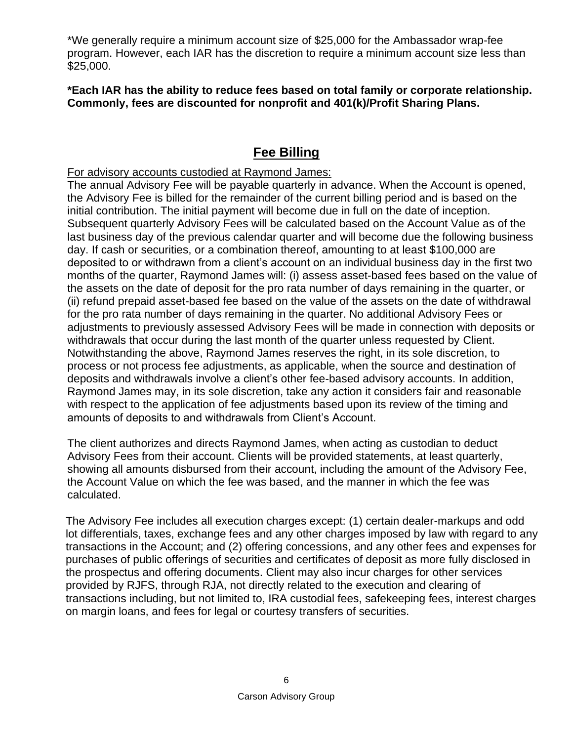*We generally require a minimum account size of $25,000 for the Ambassador wrap-fee program. However, each IAR has the discretion to require a minimum account size less than $25,000.

**\*Each IAR has the ability to reduce fees based on total family or corporate relationship. Commonly, fees are discounted for nonprofit and 401(k)/Profit Sharing Plans.**

## Fee Billing

For advisory accounts custodied at Raymond James:

The annual Advisory Fee will be payable quarterly in advance. When the Account is opened, the Advisory Fee is billed for the remainder of the current billing period and is based on the initial contribution. The initial payment will become due in full on the date of inception. Subsequent quarterly Advisory Fees will be calculated based on the Account Value as of the last business day of the previous calendar quarter and will become due the following business day. If cash or securities, or a combination thereof, amounting to at least $100,000 are deposited to or withdrawn from a client's account on an individual business day in the first two months of the quarter, Raymond James will: (i) assess asset-based fees based on the value of the assets on the date of deposit for the pro rata number of days remaining in the quarter, or (ii) refund prepaid asset-based fee based on the value of the assets on the date of withdrawal for the pro rata number of days remaining in the quarter. No additional Advisory Fees or adjustments to previously assessed Advisory Fees will be made in connection with deposits or withdrawals that occur during the last month of the quarter unless requested by Client. Notwithstanding the above, Raymond James reserves the right, in its sole discretion, to process or not process fee adjustments, as applicable, when the source and destination of deposits and withdrawals involve a client's other fee-based advisory accounts. In addition, Raymond James may, in its sole discretion, take any action it considers fair and reasonable with respect to the application of fee adjustments based upon its review of the timing and amounts of deposits to and withdrawals from Client's Account.

The client authorizes and directs Raymond James, when acting as custodian to deduct Advisory Fees from their account. Clients will be provided statements, at least quarterly, showing all amounts disbursed from their account, including the amount of the Advisory Fee, the Account Value on which the fee was based, and the manner in which the fee was calculated.

The Advisory Fee includes all execution charges except: (1) certain dealer-markups and odd lot differentials, taxes, exchange fees and any other charges imposed by law with regard to any transactions in the Account; and (2) offering concessions, and any other fees and expenses for purchases of public offerings of securities and certificates of deposit as more fully disclosed in the prospectus and offering documents. Client may also incur charges for other services provided by RJFS, through RJA, not directly related to the execution and clearing of transactions including, but not limited to, IRA custodial fees, safekeeping fees, interest charges on margin loans, and fees for legal or courtesy transfers of securities.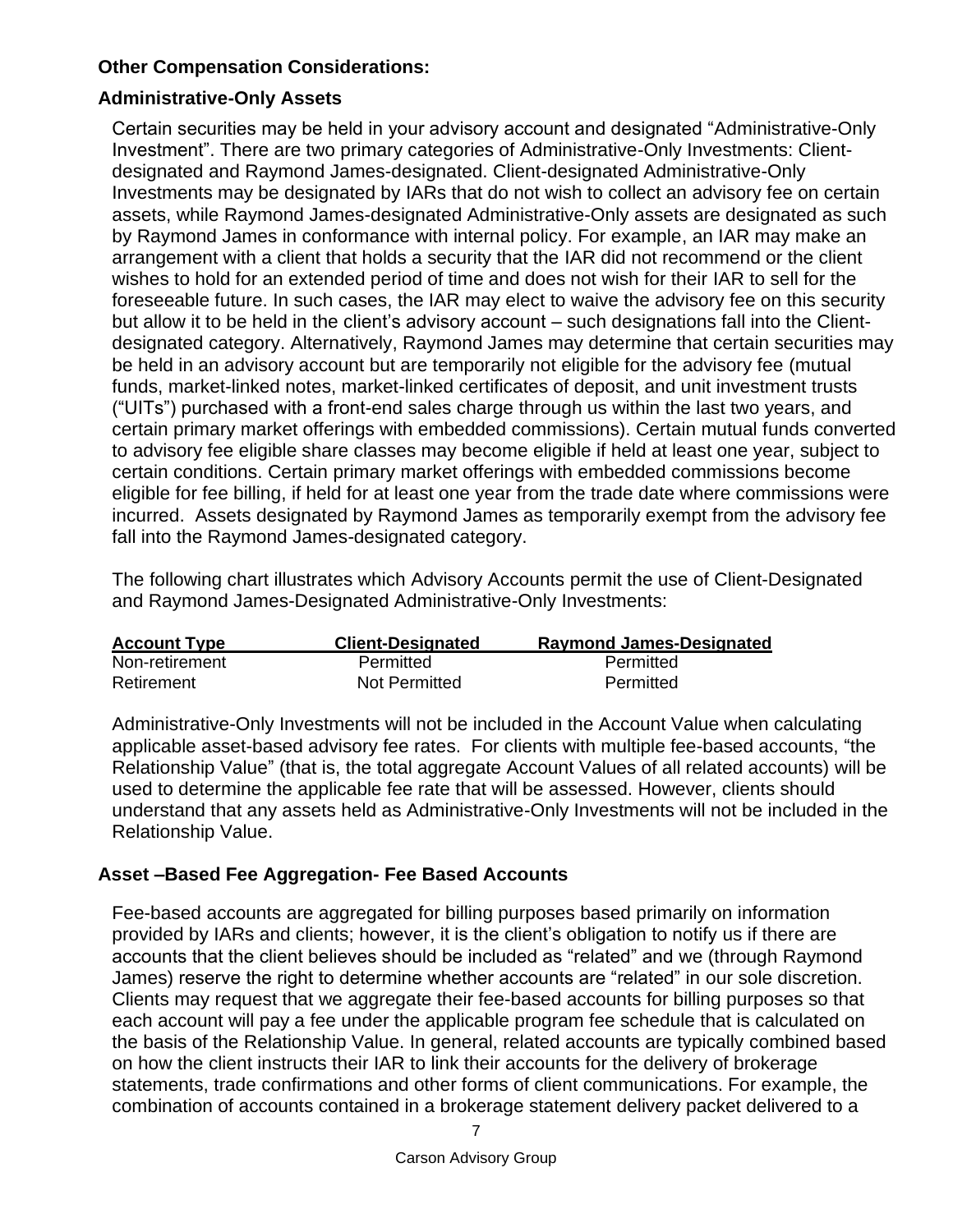**Other Compensation Considerations:**

**Administrative-Only Assets**

Certain securities may be held in your advisory account and designated "Administrative-Only Investment". There are two primary categories of Administrative-Only Investments: Client-designated and Raymond James-designated. Client-designated Administrative-Only Investments may be designated by IARs that do not wish to collect an advisory fee on certain assets, while Raymond James-designated Administrative-Only assets are designated as such by Raymond James in conformance with internal policy. For example, an IAR may make an arrangement with a client that holds a security that the IAR did not recommend or the client wishes to hold for an extended period of time and does not wish for their IAR to sell for the foreseeable future. In such cases, the IAR may elect to waive the advisory fee on this security but allow it to be held in the client's advisory account – such designations fall into the Client-designated category. Alternatively, Raymond James may determine that certain securities may be held in an advisory account but are temporarily not eligible for the advisory fee (mutual funds, market-linked notes, market-linked certificates of deposit, and unit investment trusts ("UITs") purchased with a front-end sales charge through us within the last two years, and certain primary market offerings with embedded commissions). Certain mutual funds converted to advisory fee eligible share classes may become eligible if held at least one year, subject to certain conditions. Certain primary market offerings with embedded commissions become eligible for fee billing, if held for at least one year from the trade date where commissions were incurred. Assets designated by Raymond James as temporarily exempt from the advisory fee fall into the Raymond James-designated category.

The following chart illustrates which Advisory Accounts permit the use of Client-Designated and Raymond James-Designated Administrative-Only Investments:

| Account Type | Client-Designated | Raymond James-Designated |
|---|---|---|
| Non-retirement | Permitted | Permitted |
| Retirement | Not Permitted | Permitted |

Administrative-Only Investments will not be included in the Account Value when calculating applicable asset-based advisory fee rates. For clients with multiple fee-based accounts, "the Relationship Value" (that is, the total aggregate Account Values of all related accounts) will be used to determine the applicable fee rate that will be assessed. However, clients should understand that any assets held as Administrative-Only Investments will not be included in the Relationship Value.

**Asset –Based Fee Aggregation- Fee Based Accounts**

Fee-based accounts are aggregated for billing purposes based primarily on information provided by IARs and clients; however, it is the client's obligation to notify us if there are accounts that the client believes should be included as "related" and we (through Raymond James) reserve the right to determine whether accounts are "related" in our sole discretion. Clients may request that we aggregate their fee-based accounts for billing purposes so that each account will pay a fee under the applicable program fee schedule that is calculated on the basis of the Relationship Value. In general, related accounts are typically combined based on how the client instructs their IAR to link their accounts for the delivery of brokerage statements, trade confirmations and other forms of client communications. For example, the combination of accounts contained in a brokerage statement delivery packet delivered to a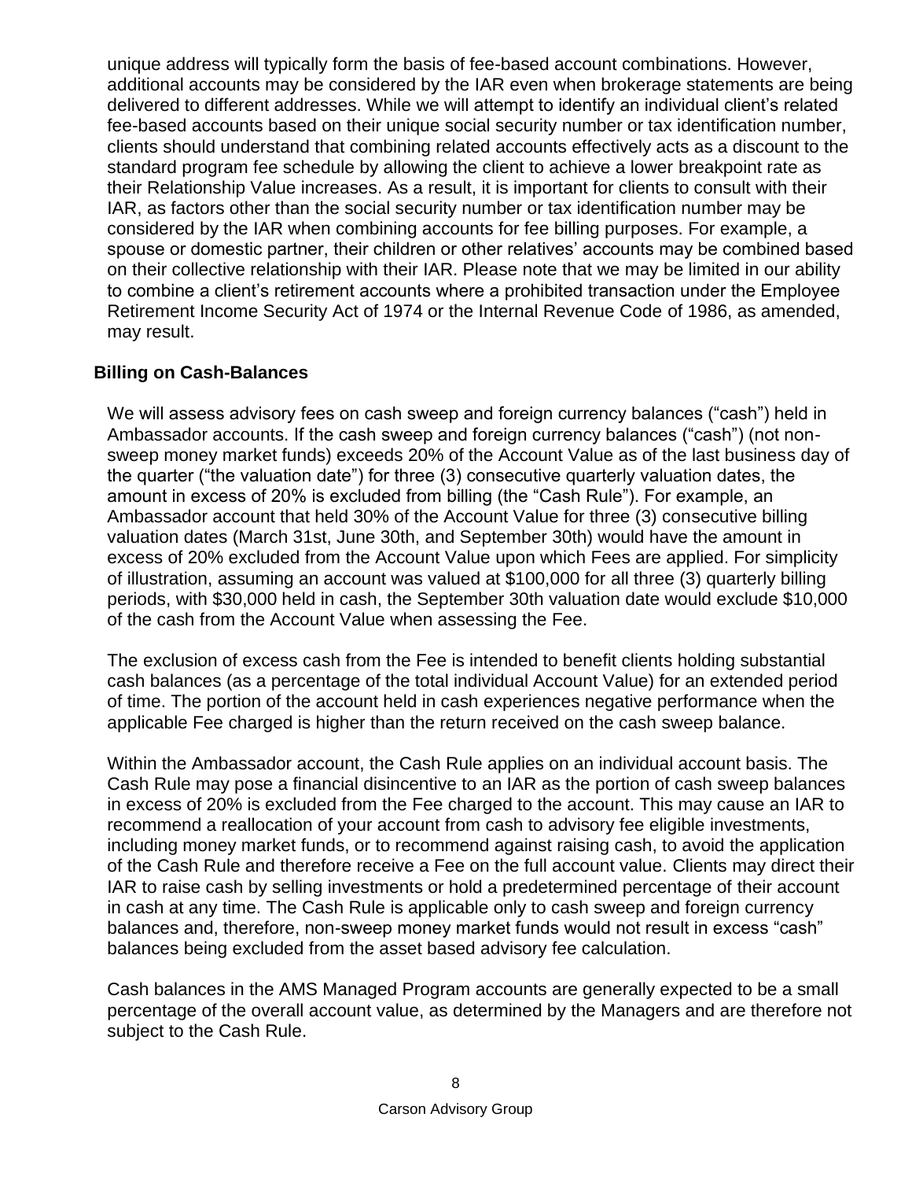unique address will typically form the basis of fee-based account combinations. However, additional accounts may be considered by the IAR even when brokerage statements are being delivered to different addresses. While we will attempt to identify an individual client's related fee-based accounts based on their unique social security number or tax identification number, clients should understand that combining related accounts effectively acts as a discount to the standard program fee schedule by allowing the client to achieve a lower breakpoint rate as their Relationship Value increases. As a result, it is important for clients to consult with their IAR, as factors other than the social security number or tax identification number may be considered by the IAR when combining accounts for fee billing purposes. For example, a spouse or domestic partner, their children or other relatives' accounts may be combined based on their collective relationship with their IAR. Please note that we may be limited in our ability to combine a client's retirement accounts where a prohibited transaction under the Employee Retirement Income Security Act of 1974 or the Internal Revenue Code of 1986, as amended, may result.

## Billing on Cash-Balances

We will assess advisory fees on cash sweep and foreign currency balances ("cash") held in Ambassador accounts. If the cash sweep and foreign currency balances ("cash") (not non-sweep money market funds) exceeds 20% of the Account Value as of the last business day of the quarter ("the valuation date") for three (3) consecutive quarterly valuation dates, the amount in excess of 20% is excluded from billing (the "Cash Rule"). For example, an Ambassador account that held 30% of the Account Value for three (3) consecutive billing valuation dates (March 31st, June 30th, and September 30th) would have the amount in excess of 20% excluded from the Account Value upon which Fees are applied. For simplicity of illustration, assuming an account was valued at $100,000 for all three (3) quarterly billing periods, with $30,000 held in cash, the September 30th valuation date would exclude $10,000 of the cash from the Account Value when assessing the Fee.

The exclusion of excess cash from the Fee is intended to benefit clients holding substantial cash balances (as a percentage of the total individual Account Value) for an extended period of time. The portion of the account held in cash experiences negative performance when the applicable Fee charged is higher than the return received on the cash sweep balance.

Within the Ambassador account, the Cash Rule applies on an individual account basis. The Cash Rule may pose a financial disincentive to an IAR as the portion of cash sweep balances in excess of 20% is excluded from the Fee charged to the account. This may cause an IAR to recommend a reallocation of your account from cash to advisory fee eligible investments, including money market funds, or to recommend against raising cash, to avoid the application of the Cash Rule and therefore receive a Fee on the full account value. Clients may direct their IAR to raise cash by selling investments or hold a predetermined percentage of their account in cash at any time. The Cash Rule is applicable only to cash sweep and foreign currency balances and, therefore, non-sweep money market funds would not result in excess "cash" balances being excluded from the asset based advisory fee calculation.

Cash balances in the AMS Managed Program accounts are generally expected to be a small percentage of the overall account value, as determined by the Managers and are therefore not subject to the Cash Rule.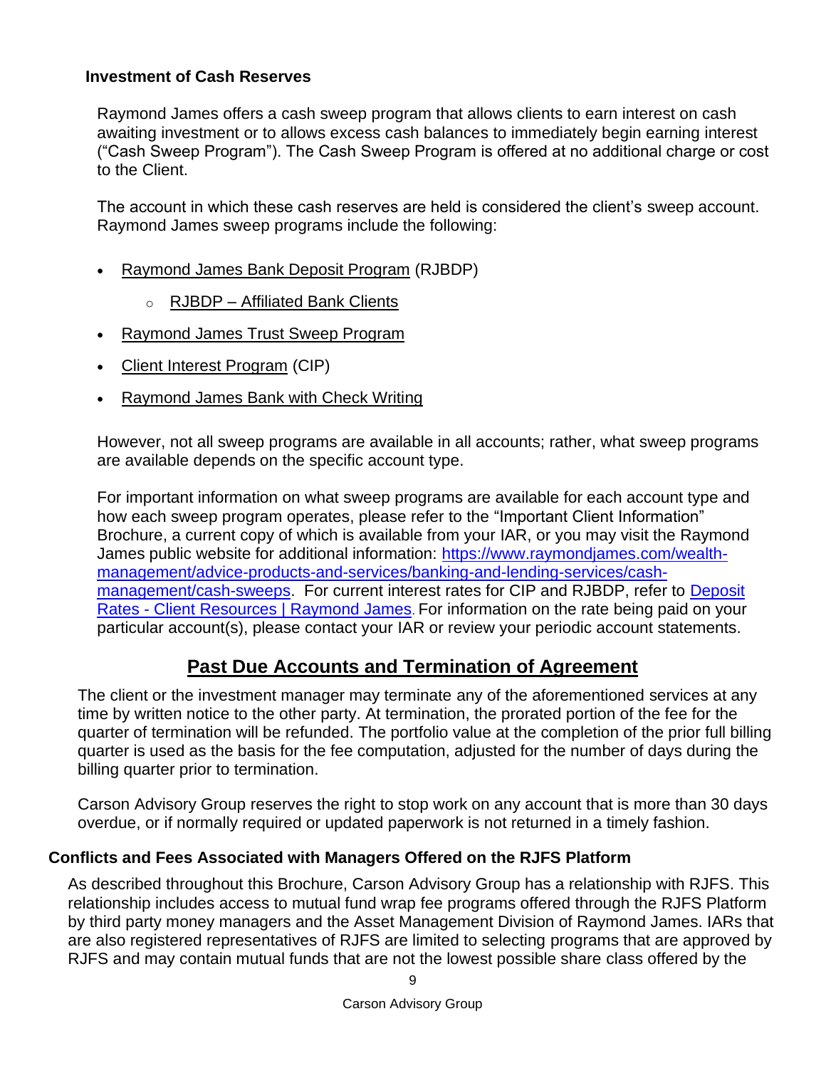### Investment of Cash Reserves

Raymond James offers a cash sweep program that allows clients to earn interest on cash awaiting investment or to allows excess cash balances to immediately begin earning interest ("Cash Sweep Program"). The Cash Sweep Program is offered at no additional charge or cost to the Client.

The account in which these cash reserves are held is considered the client's sweep account. Raymond James sweep programs include the following:

- Raymond James Bank Deposit Program (RJBDP)
  - RJBDP – Affiliated Bank Clients
- Raymond James Trust Sweep Program
- Client Interest Program (CIP)
- Raymond James Bank with Check Writing

However, not all sweep programs are available in all accounts; rather, what sweep programs are available depends on the specific account type.

For important information on what sweep programs are available for each account type and how each sweep program operates, please refer to the "Important Client Information" Brochure, a current copy of which is available from your IAR, or you may visit the Raymond James public website for additional information: [https://www.raymondjames.com/wealth-management/advice-products-and-services/banking-and-lending-services/cash-management/cash-sweeps](https://www.raymondjames.com/wealth-management/advice-products-and-services/banking-and-lending-services/cash-management/cash-sweeps). For current interest rates for CIP and RJBDP, refer to Deposit Rates - Client Resources | Raymond James. For information on the rate being paid on your particular account(s), please contact your IAR or review your periodic account statements.

## Past Due Accounts and Termination of Agreement

The client or the investment manager may terminate any of the aforementioned services at any time by written notice to the other party. At termination, the prorated portion of the fee for the quarter of termination will be refunded. The portfolio value at the completion of the prior full billing quarter is used as the basis for the fee computation, adjusted for the number of days during the billing quarter prior to termination.

Carson Advisory Group reserves the right to stop work on any account that is more than 30 days overdue, or if normally required or updated paperwork is not returned in a timely fashion.

### Conflicts and Fees Associated with Managers Offered on the RJFS Platform

As described throughout this Brochure, Carson Advisory Group has a relationship with RJFS. This relationship includes access to mutual fund wrap fee programs offered through the RJFS Platform by third party money managers and the Asset Management Division of Raymond James. IARs that are also registered representatives of RJFS are limited to selecting programs that are approved by RJFS and may contain mutual funds that are not the lowest possible share class offered by the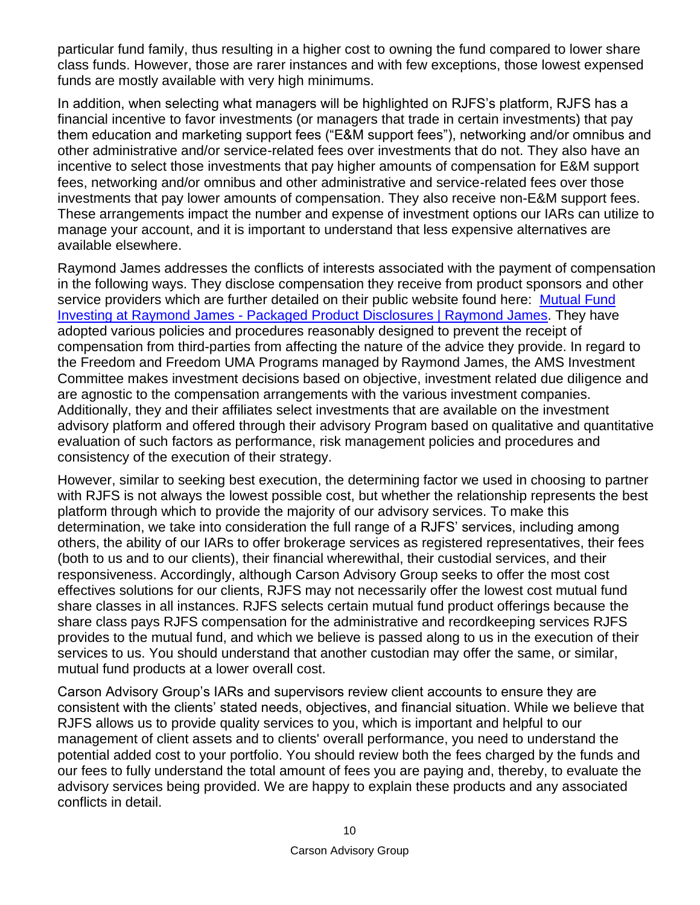particular fund family, thus resulting in a higher cost to owning the fund compared to lower share class funds. However, those are rarer instances and with few exceptions, those lowest expensed funds are mostly available with very high minimums.

In addition, when selecting what managers will be highlighted on RJFS's platform, RJFS has a financial incentive to favor investments (or managers that trade in certain investments) that pay them education and marketing support fees ("E&M support fees"), networking and/or omnibus and other administrative and/or service-related fees over investments that do not. They also have an incentive to select those investments that pay higher amounts of compensation for E&M support fees, networking and/or omnibus and other administrative and service-related fees over those investments that pay lower amounts of compensation. They also receive non-E&M support fees. These arrangements impact the number and expense of investment options our IARs can utilize to manage your account, and it is important to understand that less expensive alternatives are available elsewhere.

Raymond James addresses the conflicts of interests associated with the payment of compensation in the following ways. They disclose compensation they receive from product sponsors and other service providers which are further detailed on their public website found here: [Mutual Fund Investing at Raymond James - Packaged Product Disclosures | Raymond James](). They have adopted various policies and procedures reasonably designed to prevent the receipt of compensation from third-parties from affecting the nature of the advice they provide. In regard to the Freedom and Freedom UMA Programs managed by Raymond James, the AMS Investment Committee makes investment decisions based on objective, investment related due diligence and are agnostic to the compensation arrangements with the various investment companies. Additionally, they and their affiliates select investments that are available on the investment advisory platform and offered through their advisory Program based on qualitative and quantitative evaluation of such factors as performance, risk management policies and procedures and consistency of the execution of their strategy.

However, similar to seeking best execution, the determining factor we used in choosing to partner with RJFS is not always the lowest possible cost, but whether the relationship represents the best platform through which to provide the majority of our advisory services. To make this determination, we take into consideration the full range of a RJFS' services, including among others, the ability of our IARs to offer brokerage services as registered representatives, their fees (both to us and to our clients), their financial wherewithal, their custodial services, and their responsiveness. Accordingly, although Carson Advisory Group seeks to offer the most cost effectives solutions for our clients, RJFS may not necessarily offer the lowest cost mutual fund share classes in all instances. RJFS selects certain mutual fund product offerings because the share class pays RJFS compensation for the administrative and recordkeeping services RJFS provides to the mutual fund, and which we believe is passed along to us in the execution of their services to us. You should understand that another custodian may offer the same, or similar, mutual fund products at a lower overall cost.

Carson Advisory Group's IARs and supervisors review client accounts to ensure they are consistent with the clients' stated needs, objectives, and financial situation. While we believe that RJFS allows us to provide quality services to you, which is important and helpful to our management of client assets and to clients' overall performance, you need to understand the potential added cost to your portfolio. You should review both the fees charged by the funds and our fees to fully understand the total amount of fees you are paying and, thereby, to evaluate the advisory services being provided. We are happy to explain these products and any associated conflicts in detail.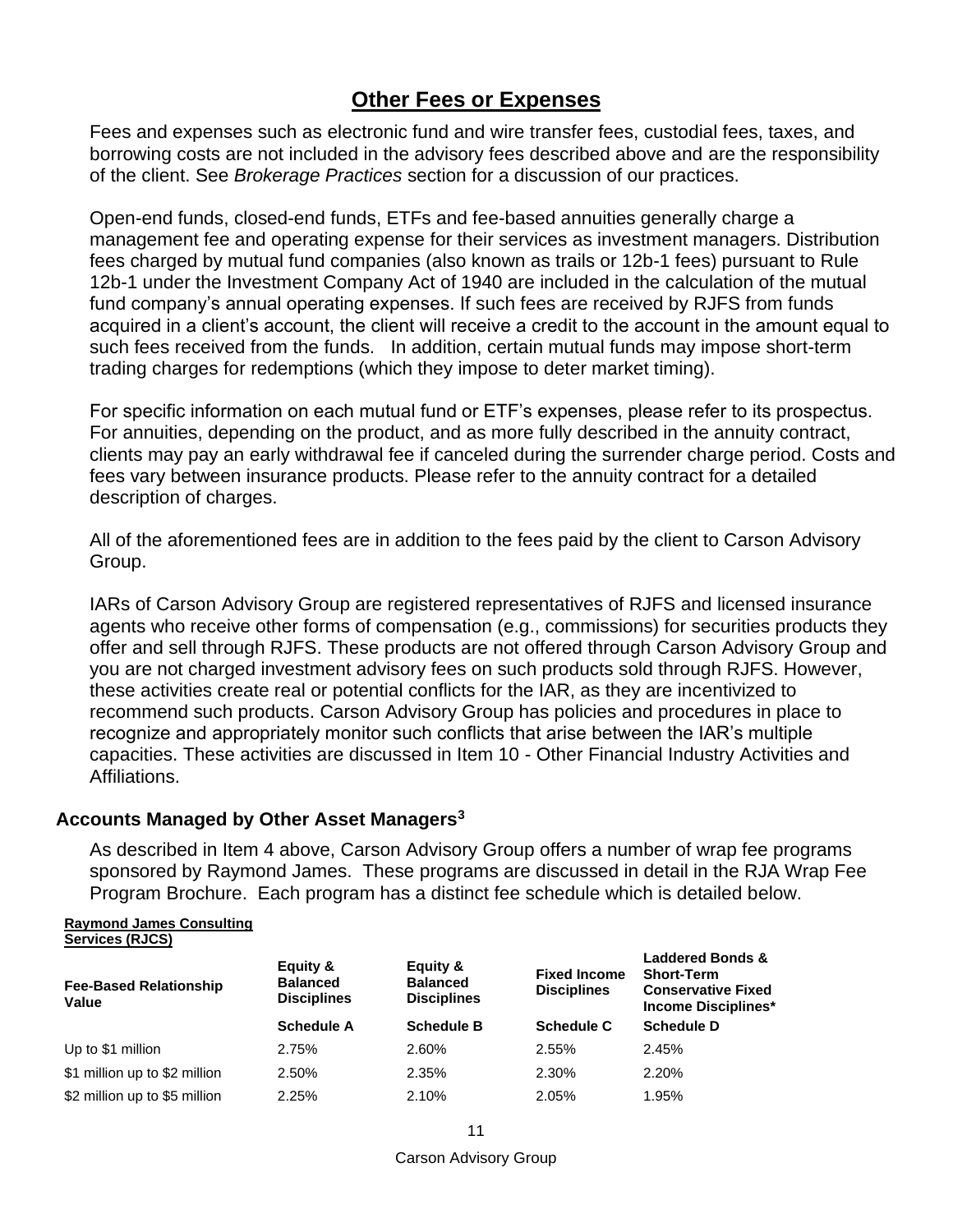## Other Fees or Expenses

Fees and expenses such as electronic fund and wire transfer fees, custodial fees, taxes, and borrowing costs are not included in the advisory fees described above and are the responsibility of the client. See *Brokerage Practices* section for a discussion of our practices.

Open-end funds, closed-end funds, ETFs and fee-based annuities generally charge a management fee and operating expense for their services as investment managers. Distribution fees charged by mutual fund companies (also known as trails or 12b-1 fees) pursuant to Rule 12b-1 under the Investment Company Act of 1940 are included in the calculation of the mutual fund company's annual operating expenses. If such fees are received by RJFS from funds acquired in a client's account, the client will receive a credit to the account in the amount equal to such fees received from the funds. In addition, certain mutual funds may impose short-term trading charges for redemptions (which they impose to deter market timing).

For specific information on each mutual fund or ETF's expenses, please refer to its prospectus. For annuities, depending on the product, and as more fully described in the annuity contract, clients may pay an early withdrawal fee if canceled during the surrender charge period. Costs and fees vary between insurance products. Please refer to the annuity contract for a detailed description of charges.

All of the aforementioned fees are in addition to the fees paid by the client to Carson Advisory Group.

IARs of Carson Advisory Group are registered representatives of RJFS and licensed insurance agents who receive other forms of compensation (e.g., commissions) for securities products they offer and sell through RJFS. These products are not offered through Carson Advisory Group and you are not charged investment advisory fees on such products sold through RJFS. However, these activities create real or potential conflicts for the IAR, as they are incentivized to recommend such products. Carson Advisory Group has policies and procedures in place to recognize and appropriately monitor such conflicts that arise between the IAR's multiple capacities. These activities are discussed in Item 10 - Other Financial Industry Activities and Affiliations.

### Accounts Managed by Other Asset Managers[3]

As described in Item 4 above, Carson Advisory Group offers a number of wrap fee programs sponsored by Raymond James. These programs are discussed in detail in the RJA Wrap Fee Program Brochure. Each program has a distinct fee schedule which is detailed below.

**Raymond James Consulting Services (RJCS)**

| Fee-Based Relationship Value | Equity & Balanced Disciplines | Equity & Balanced Disciplines | Fixed Income Disciplines | Laddered Bonds & Short-Term Conservative Fixed Income Disciplines* |
|---|---|---|---|---|
| | **Schedule A** | **Schedule B** | **Schedule C** | **Schedule D** |
| Up to $1 million | 2.75% | 2.60% | 2.55% | 2.45% |
| $1 million up to $2 million | 2.50% | 2.35% | 2.30% | 2.20% |
| $2 million up to $5 million | 2.25% | 2.10% | 2.05% | 1.95% |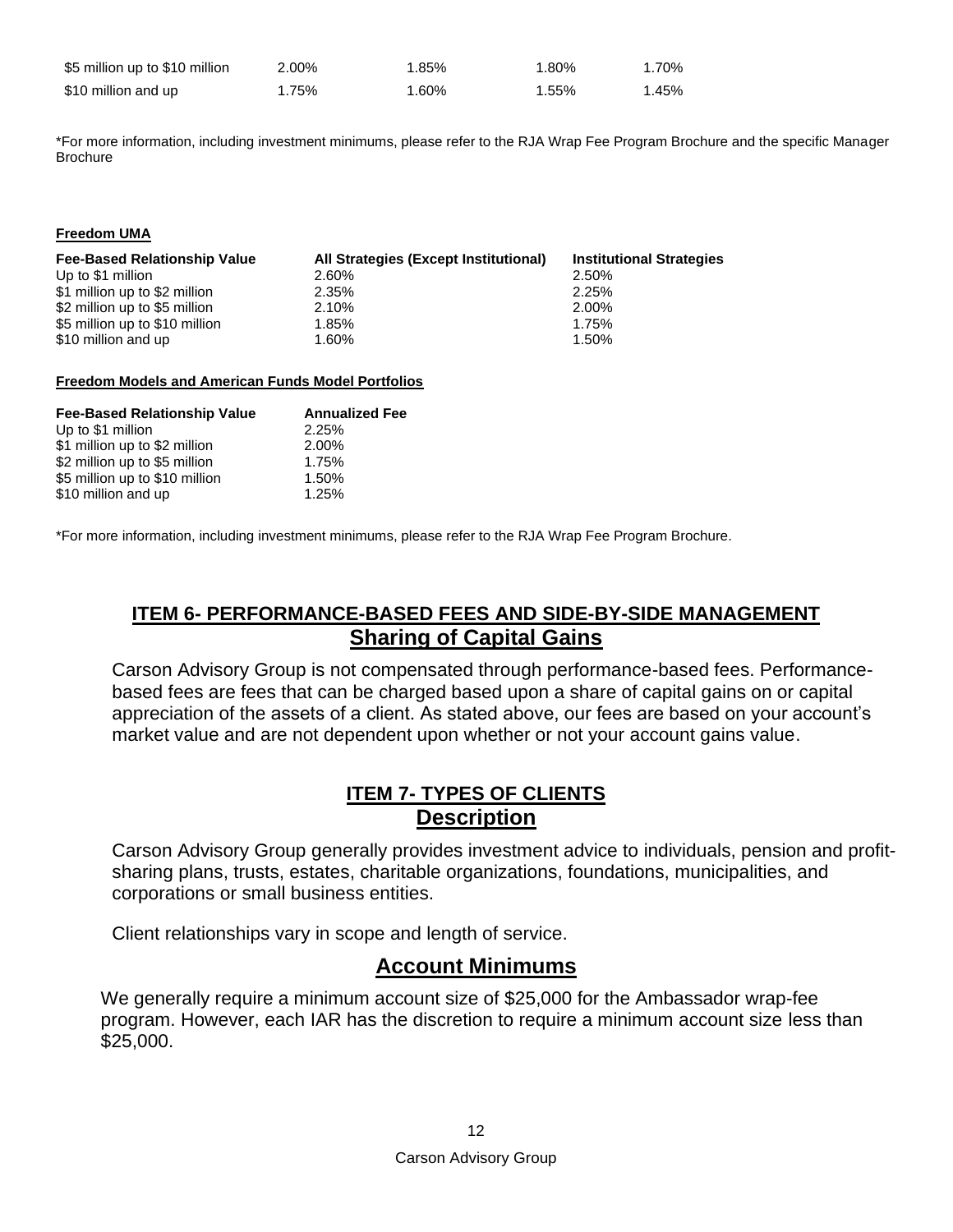| | | | | |
|---|---|---|---|---|
| $5 million up to $10 million | 2.00% | 1.85% | 1.80% | 1.70% |
| $10 million and up | 1.75% | 1.60% | 1.55% | 1.45% |

*For more information, including investment minimums, please refer to the RJA Wrap Fee Program Brochure and the specific Manager Brochure

**Freedom UMA**

| Fee-Based Relationship Value | All Strategies (Except Institutional) | Institutional Strategies |
|---|---|---|
| Up to $1 million | 2.60% | 2.50% |
| $1 million up to $2 million | 2.35% | 2.25% |
| $2 million up to $5 million | 2.10% | 2.00% |
| $5 million up to $10 million | 1.85% | 1.75% |
| $10 million and up | 1.60% | 1.50% |

**Freedom Models and American Funds Model Portfolios**

| Fee-Based Relationship Value | Annualized Fee |
|---|---|
| Up to $1 million | 2.25% |
| $1 million up to $2 million | 2.00% |
| $2 million up to $5 million | 1.75% |
| $5 million up to $10 million | 1.50% |
| $10 million and up | 1.25% |

*For more information, including investment minimums, please refer to the RJA Wrap Fee Program Brochure.

## ITEM 6- PERFORMANCE-BASED FEES AND SIDE-BY-SIDE MANAGEMENT

### Sharing of Capital Gains

Carson Advisory Group is not compensated through performance-based fees. Performance-based fees are fees that can be charged based upon a share of capital gains on or capital appreciation of the assets of a client. As stated above, our fees are based on your account's market value and are not dependent upon whether or not your account gains value.

## ITEM 7- TYPES OF CLIENTS

### Description

Carson Advisory Group generally provides investment advice to individuals, pension and profit-sharing plans, trusts, estates, charitable organizations, foundations, municipalities, and corporations or small business entities.

Client relationships vary in scope and length of service.

### Account Minimums

We generally require a minimum account size of $25,000 for the Ambassador wrap-fee program. However, each IAR has the discretion to require a minimum account size less than $25,000.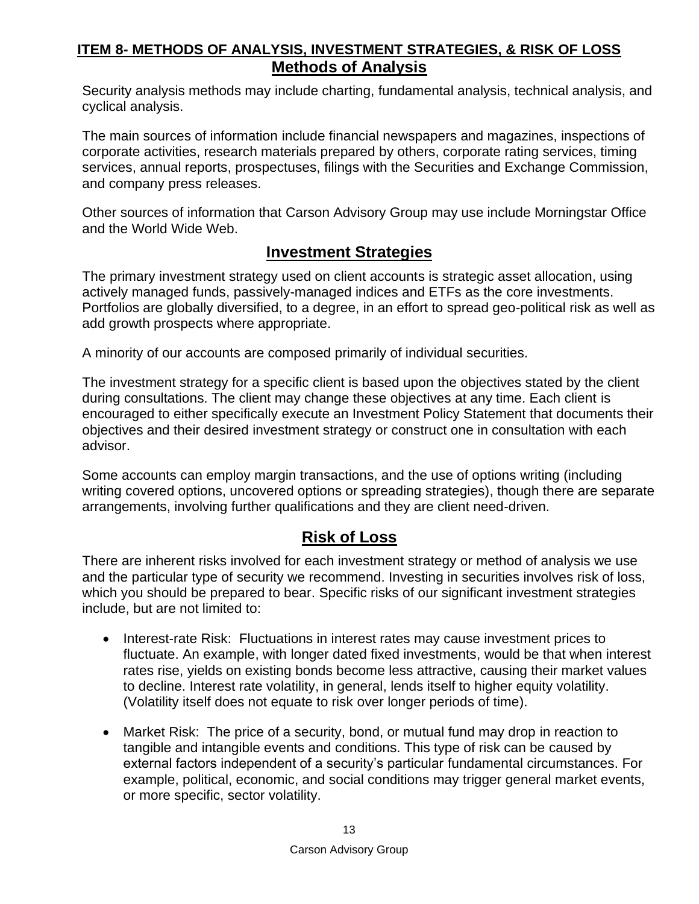## ITEM 8- METHODS OF ANALYSIS, INVESTMENT STRATEGIES, & RISK OF LOSS

## Methods of Analysis

Security analysis methods may include charting, fundamental analysis, technical analysis, and cyclical analysis.

The main sources of information include financial newspapers and magazines, inspections of corporate activities, research materials prepared by others, corporate rating services, timing services, annual reports, prospectuses, filings with the Securities and Exchange Commission, and company press releases.

Other sources of information that Carson Advisory Group may use include Morningstar Office and the World Wide Web.

## Investment Strategies

The primary investment strategy used on client accounts is strategic asset allocation, using actively managed funds, passively-managed indices and ETFs as the core investments. Portfolios are globally diversified, to a degree, in an effort to spread geo-political risk as well as add growth prospects where appropriate.

A minority of our accounts are composed primarily of individual securities.

The investment strategy for a specific client is based upon the objectives stated by the client during consultations. The client may change these objectives at any time. Each client is encouraged to either specifically execute an Investment Policy Statement that documents their objectives and their desired investment strategy or construct one in consultation with each advisor.

Some accounts can employ margin transactions, and the use of options writing (including writing covered options, uncovered options or spreading strategies), though there are separate arrangements, involving further qualifications and they are client need-driven.

## Risk of Loss

There are inherent risks involved for each investment strategy or method of analysis we use and the particular type of security we recommend. Investing in securities involves risk of loss, which you should be prepared to bear. Specific risks of our significant investment strategies include, but are not limited to:

- Interest-rate Risk: Fluctuations in interest rates may cause investment prices to fluctuate. An example, with longer dated fixed investments, would be that when interest rates rise, yields on existing bonds become less attractive, causing their market values to decline. Interest rate volatility, in general, lends itself to higher equity volatility. (Volatility itself does not equate to risk over longer periods of time).
- Market Risk: The price of a security, bond, or mutual fund may drop in reaction to tangible and intangible events and conditions. This type of risk can be caused by external factors independent of a security's particular fundamental circumstances. For example, political, economic, and social conditions may trigger general market events, or more specific, sector volatility.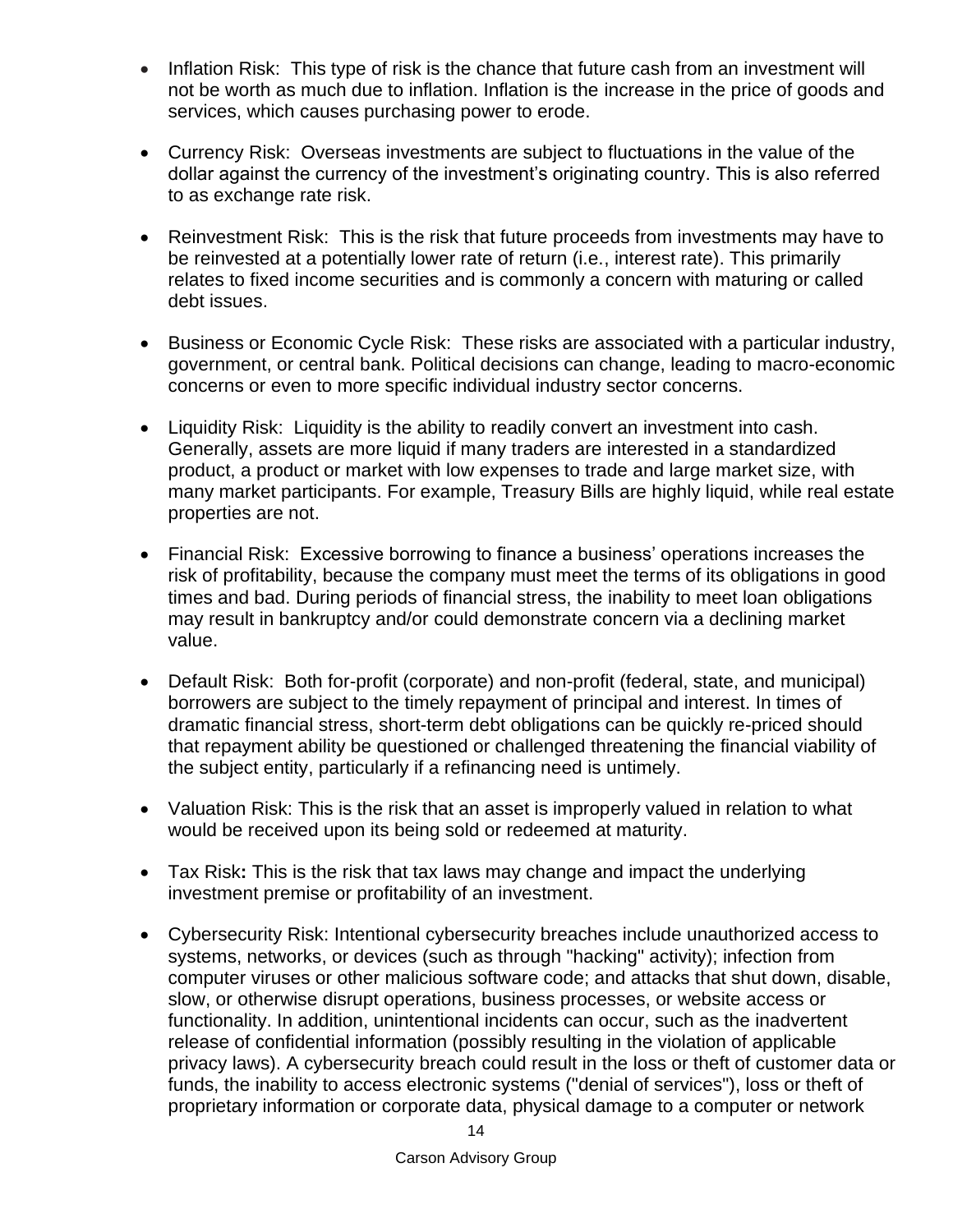- Inflation Risk: This type of risk is the chance that future cash from an investment will not be worth as much due to inflation. Inflation is the increase in the price of goods and services, which causes purchasing power to erode.

- Currency Risk: Overseas investments are subject to fluctuations in the value of the dollar against the currency of the investment's originating country. This is also referred to as exchange rate risk.

- Reinvestment Risk: This is the risk that future proceeds from investments may have to be reinvested at a potentially lower rate of return (i.e., interest rate). This primarily relates to fixed income securities and is commonly a concern with maturing or called debt issues.

- Business or Economic Cycle Risk: These risks are associated with a particular industry, government, or central bank. Political decisions can change, leading to macro-economic concerns or even to more specific individual industry sector concerns.

- Liquidity Risk: Liquidity is the ability to readily convert an investment into cash. Generally, assets are more liquid if many traders are interested in a standardized product, a product or market with low expenses to trade and large market size, with many market participants. For example, Treasury Bills are highly liquid, while real estate properties are not.

- Financial Risk: Excessive borrowing to finance a business' operations increases the risk of profitability, because the company must meet the terms of its obligations in good times and bad. During periods of financial stress, the inability to meet loan obligations may result in bankruptcy and/or could demonstrate concern via a declining market value.

- Default Risk: Both for-profit (corporate) and non-profit (federal, state, and municipal) borrowers are subject to the timely repayment of principal and interest. In times of dramatic financial stress, short-term debt obligations can be quickly re-priced should that repayment ability be questioned or challenged threatening the financial viability of the subject entity, particularly if a refinancing need is untimely.

- Valuation Risk: This is the risk that an asset is improperly valued in relation to what would be received upon its being sold or redeemed at maturity.

- Tax Risk**:** This is the risk that tax laws may change and impact the underlying investment premise or profitability of an investment.

- Cybersecurity Risk: Intentional cybersecurity breaches include unauthorized access to systems, networks, or devices (such as through "hacking" activity); infection from computer viruses or other malicious software code; and attacks that shut down, disable, slow, or otherwise disrupt operations, business processes, or website access or functionality. In addition, unintentional incidents can occur, such as the inadvertent release of confidential information (possibly resulting in the violation of applicable privacy laws). A cybersecurity breach could result in the loss or theft of customer data or funds, the inability to access electronic systems ("denial of services"), loss or theft of proprietary information or corporate data, physical damage to a computer or network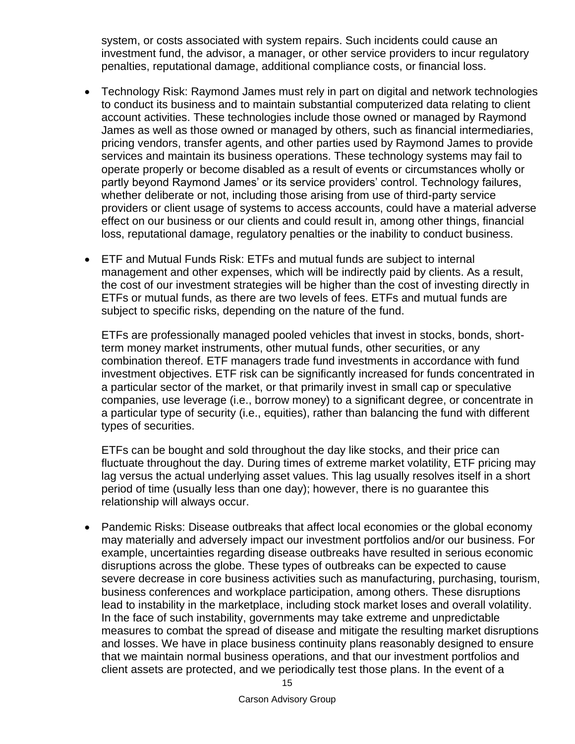system, or costs associated with system repairs. Such incidents could cause an investment fund, the advisor, a manager, or other service providers to incur regulatory penalties, reputational damage, additional compliance costs, or financial loss.

- Technology Risk: Raymond James must rely in part on digital and network technologies to conduct its business and to maintain substantial computerized data relating to client account activities. These technologies include those owned or managed by Raymond James as well as those owned or managed by others, such as financial intermediaries, pricing vendors, transfer agents, and other parties used by Raymond James to provide services and maintain its business operations. These technology systems may fail to operate properly or become disabled as a result of events or circumstances wholly or partly beyond Raymond James' or its service providers' control. Technology failures, whether deliberate or not, including those arising from use of third-party service providers or client usage of systems to access accounts, could have a material adverse effect on our business or our clients and could result in, among other things, financial loss, reputational damage, regulatory penalties or the inability to conduct business.

- ETF and Mutual Funds Risk: ETFs and mutual funds are subject to internal management and other expenses, which will be indirectly paid by clients. As a result, the cost of our investment strategies will be higher than the cost of investing directly in ETFs or mutual funds, as there are two levels of fees. ETFs and mutual funds are subject to specific risks, depending on the nature of the fund.

  ETFs are professionally managed pooled vehicles that invest in stocks, bonds, short-term money market instruments, other mutual funds, other securities, or any combination thereof. ETF managers trade fund investments in accordance with fund investment objectives. ETF risk can be significantly increased for funds concentrated in a particular sector of the market, or that primarily invest in small cap or speculative companies, use leverage (i.e., borrow money) to a significant degree, or concentrate in a particular type of security (i.e., equities), rather than balancing the fund with different types of securities.

  ETFs can be bought and sold throughout the day like stocks, and their price can fluctuate throughout the day. During times of extreme market volatility, ETF pricing may lag versus the actual underlying asset values. This lag usually resolves itself in a short period of time (usually less than one day); however, there is no guarantee this relationship will always occur.

- Pandemic Risks: Disease outbreaks that affect local economies or the global economy may materially and adversely impact our investment portfolios and/or our business. For example, uncertainties regarding disease outbreaks have resulted in serious economic disruptions across the globe. These types of outbreaks can be expected to cause severe decrease in core business activities such as manufacturing, purchasing, tourism, business conferences and workplace participation, among others. These disruptions lead to instability in the marketplace, including stock market loses and overall volatility. In the face of such instability, governments may take extreme and unpredictable measures to combat the spread of disease and mitigate the resulting market disruptions and losses. We have in place business continuity plans reasonably designed to ensure that we maintain normal business operations, and that our investment portfolios and client assets are protected, and we periodically test those plans. In the event of a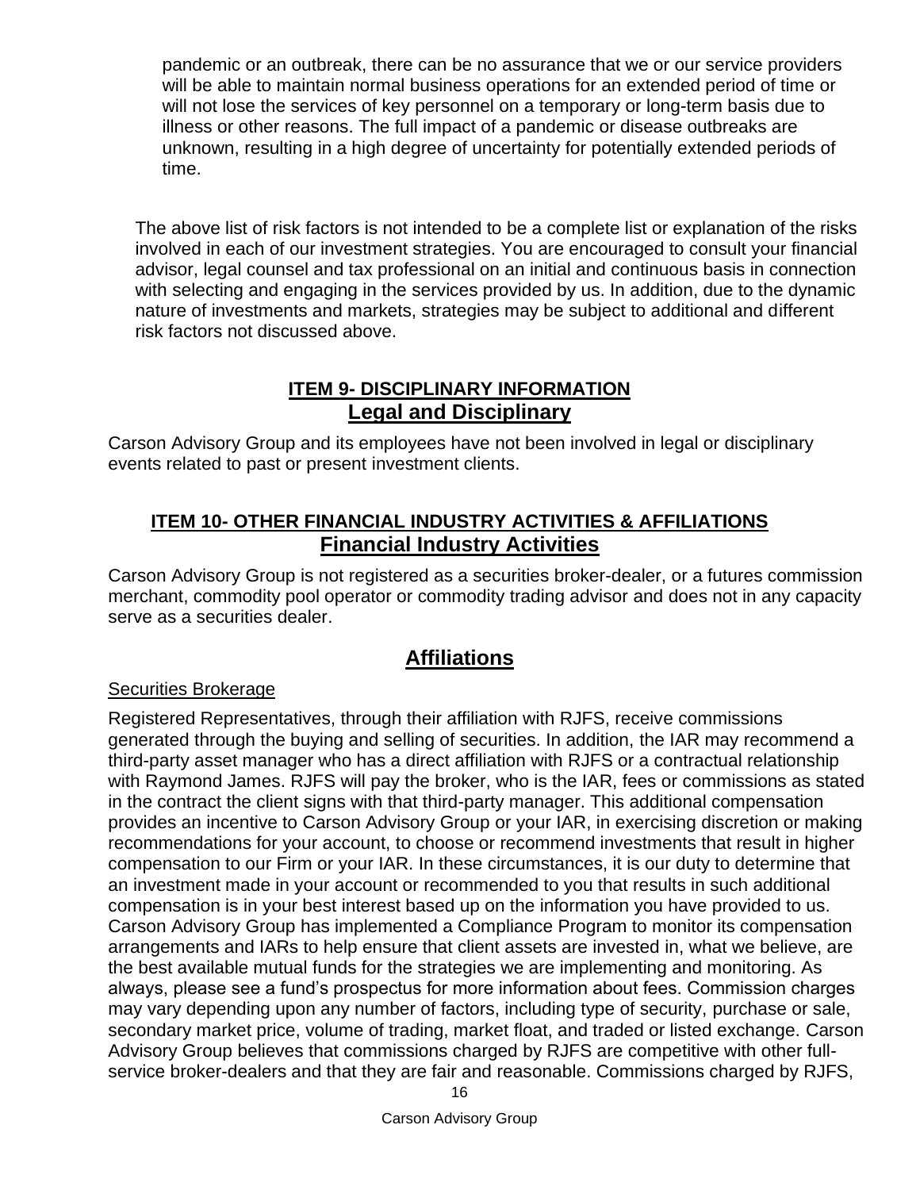pandemic or an outbreak, there can be no assurance that we or our service providers will be able to maintain normal business operations for an extended period of time or will not lose the services of key personnel on a temporary or long-term basis due to illness or other reasons. The full impact of a pandemic or disease outbreaks are unknown, resulting in a high degree of uncertainty for potentially extended periods of time.

The above list of risk factors is not intended to be a complete list or explanation of the risks involved in each of our investment strategies. You are encouraged to consult your financial advisor, legal counsel and tax professional on an initial and continuous basis in connection with selecting and engaging in the services provided by us. In addition, due to the dynamic nature of investments and markets, strategies may be subject to additional and different risk factors not discussed above.

## ITEM 9- DISCIPLINARY INFORMATION

### Legal and Disciplinary

Carson Advisory Group and its employees have not been involved in legal or disciplinary events related to past or present investment clients.

## ITEM 10- OTHER FINANCIAL INDUSTRY ACTIVITIES & AFFILIATIONS

### Financial Industry Activities

Carson Advisory Group is not registered as a securities broker-dealer, or a futures commission merchant, commodity pool operator or commodity trading advisor and does not in any capacity serve as a securities dealer.

### Affiliations

Securities Brokerage

Registered Representatives, through their affiliation with RJFS, receive commissions generated through the buying and selling of securities. In addition, the IAR may recommend a third-party asset manager who has a direct affiliation with RJFS or a contractual relationship with Raymond James. RJFS will pay the broker, who is the IAR, fees or commissions as stated in the contract the client signs with that third-party manager. This additional compensation provides an incentive to Carson Advisory Group or your IAR, in exercising discretion or making recommendations for your account, to choose or recommend investments that result in higher compensation to our Firm or your IAR. In these circumstances, it is our duty to determine that an investment made in your account or recommended to you that results in such additional compensation is in your best interest based up on the information you have provided to us. Carson Advisory Group has implemented a Compliance Program to monitor its compensation arrangements and IARs to help ensure that client assets are invested in, what we believe, are the best available mutual funds for the strategies we are implementing and monitoring. As always, please see a fund's prospectus for more information about fees. Commission charges may vary depending upon any number of factors, including type of security, purchase or sale, secondary market price, volume of trading, market float, and traded or listed exchange. Carson Advisory Group believes that commissions charged by RJFS are competitive with other full-service broker-dealers and that they are fair and reasonable. Commissions charged by RJFS,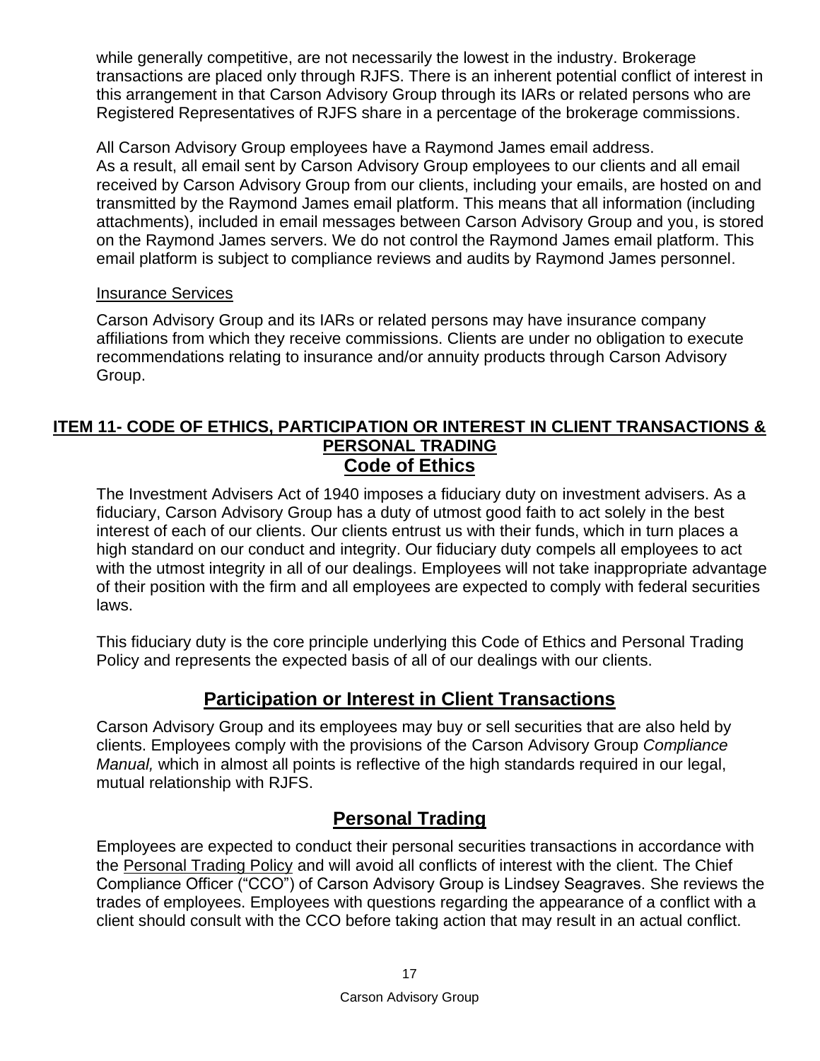while generally competitive, are not necessarily the lowest in the industry. Brokerage transactions are placed only through RJFS. There is an inherent potential conflict of interest in this arrangement in that Carson Advisory Group through its IARs or related persons who are Registered Representatives of RJFS share in a percentage of the brokerage commissions.

All Carson Advisory Group employees have a Raymond James email address. As a result, all email sent by Carson Advisory Group employees to our clients and all email received by Carson Advisory Group from our clients, including your emails, are hosted on and transmitted by the Raymond James email platform. This means that all information (including attachments), included in email messages between Carson Advisory Group and you, is stored on the Raymond James servers. We do not control the Raymond James email platform. This email platform is subject to compliance reviews and audits by Raymond James personnel.

Insurance Services

Carson Advisory Group and its IARs or related persons may have insurance company affiliations from which they receive commissions. Clients are under no obligation to execute recommendations relating to insurance and/or annuity products through Carson Advisory Group.

## ITEM 11- CODE OF ETHICS, PARTICIPATION OR INTEREST IN CLIENT TRANSACTIONS & PERSONAL TRADING

### Code of Ethics

The Investment Advisers Act of 1940 imposes a fiduciary duty on investment advisers. As a fiduciary, Carson Advisory Group has a duty of utmost good faith to act solely in the best interest of each of our clients. Our clients entrust us with their funds, which in turn places a high standard on our conduct and integrity. Our fiduciary duty compels all employees to act with the utmost integrity in all of our dealings. Employees will not take inappropriate advantage of their position with the firm and all employees are expected to comply with federal securities laws.

This fiduciary duty is the core principle underlying this Code of Ethics and Personal Trading Policy and represents the expected basis of all of our dealings with our clients.

### Participation or Interest in Client Transactions

Carson Advisory Group and its employees may buy or sell securities that are also held by clients. Employees comply with the provisions of the Carson Advisory Group *Compliance Manual,* which in almost all points is reflective of the high standards required in our legal, mutual relationship with RJFS.

### Personal Trading

Employees are expected to conduct their personal securities transactions in accordance with the Personal Trading Policy and will avoid all conflicts of interest with the client. The Chief Compliance Officer ("CCO") of Carson Advisory Group is Lindsey Seagraves. She reviews the trades of employees. Employees with questions regarding the appearance of a conflict with a client should consult with the CCO before taking action that may result in an actual conflict.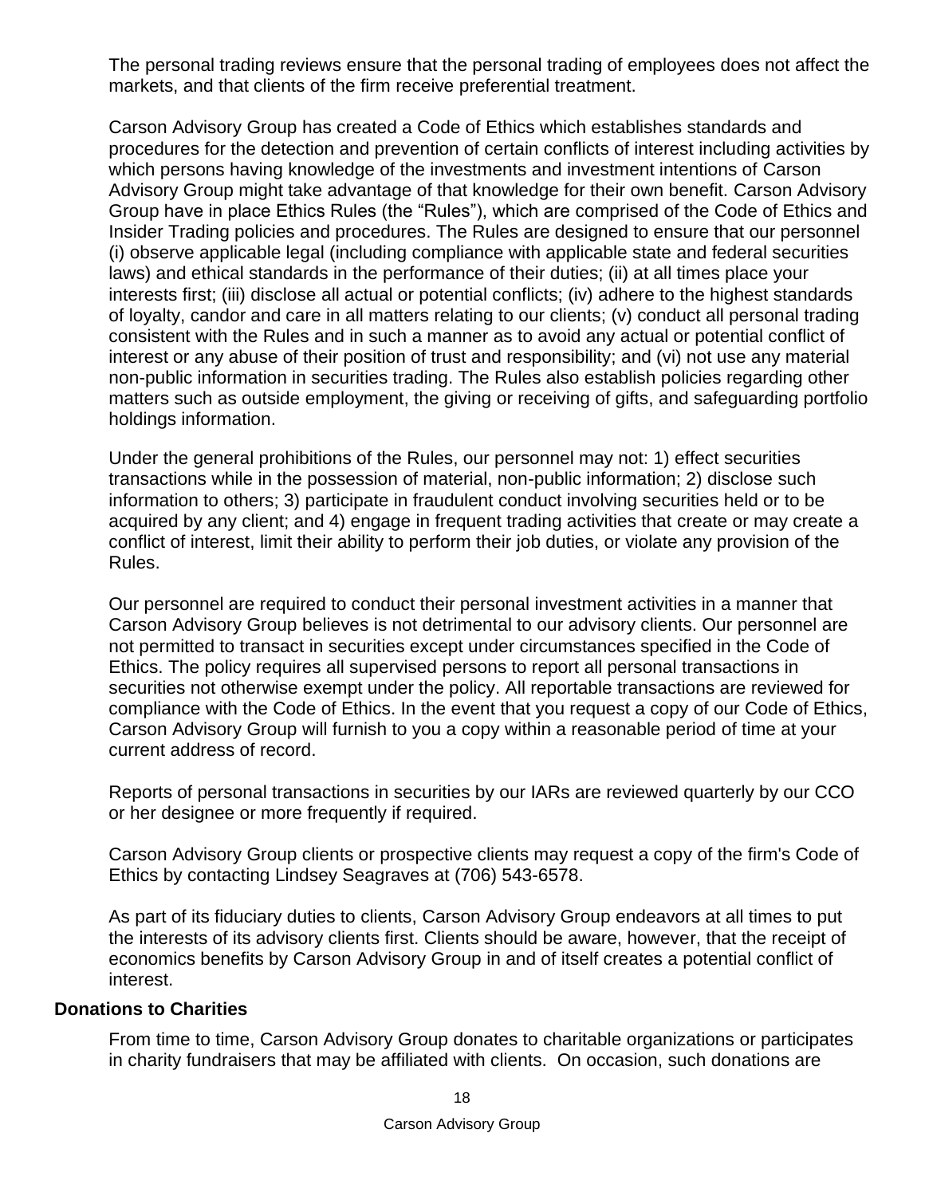The personal trading reviews ensure that the personal trading of employees does not affect the markets, and that clients of the firm receive preferential treatment.

Carson Advisory Group has created a Code of Ethics which establishes standards and procedures for the detection and prevention of certain conflicts of interest including activities by which persons having knowledge of the investments and investment intentions of Carson Advisory Group might take advantage of that knowledge for their own benefit. Carson Advisory Group have in place Ethics Rules (the "Rules"), which are comprised of the Code of Ethics and Insider Trading policies and procedures. The Rules are designed to ensure that our personnel (i) observe applicable legal (including compliance with applicable state and federal securities laws) and ethical standards in the performance of their duties; (ii) at all times place your interests first; (iii) disclose all actual or potential conflicts; (iv) adhere to the highest standards of loyalty, candor and care in all matters relating to our clients; (v) conduct all personal trading consistent with the Rules and in such a manner as to avoid any actual or potential conflict of interest or any abuse of their position of trust and responsibility; and (vi) not use any material non-public information in securities trading. The Rules also establish policies regarding other matters such as outside employment, the giving or receiving of gifts, and safeguarding portfolio holdings information.

Under the general prohibitions of the Rules, our personnel may not: 1) effect securities transactions while in the possession of material, non-public information; 2) disclose such information to others; 3) participate in fraudulent conduct involving securities held or to be acquired by any client; and 4) engage in frequent trading activities that create or may create a conflict of interest, limit their ability to perform their job duties, or violate any provision of the Rules.

Our personnel are required to conduct their personal investment activities in a manner that Carson Advisory Group believes is not detrimental to our advisory clients. Our personnel are not permitted to transact in securities except under circumstances specified in the Code of Ethics. The policy requires all supervised persons to report all personal transactions in securities not otherwise exempt under the policy. All reportable transactions are reviewed for compliance with the Code of Ethics. In the event that you request a copy of our Code of Ethics, Carson Advisory Group will furnish to you a copy within a reasonable period of time at your current address of record.

Reports of personal transactions in securities by our IARs are reviewed quarterly by our CCO or her designee or more frequently if required.

Carson Advisory Group clients or prospective clients may request a copy of the firm's Code of Ethics by contacting Lindsey Seagraves at (706) 543-6578.

As part of its fiduciary duties to clients, Carson Advisory Group endeavors at all times to put the interests of its advisory clients first. Clients should be aware, however, that the receipt of economics benefits by Carson Advisory Group in and of itself creates a potential conflict of interest.

**Donations to Charities**

From time to time, Carson Advisory Group donates to charitable organizations or participates in charity fundraisers that may be affiliated with clients. On occasion, such donations are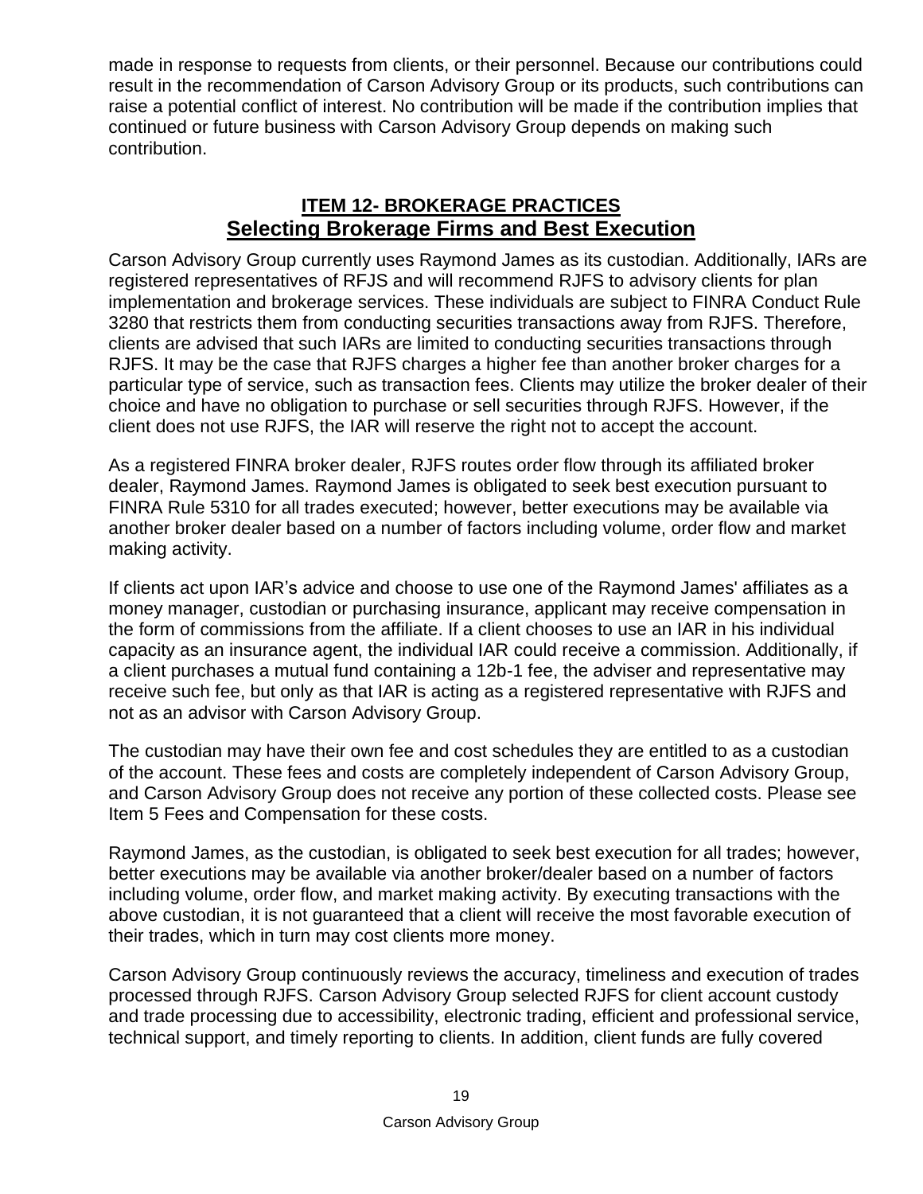made in response to requests from clients, or their personnel. Because our contributions could result in the recommendation of Carson Advisory Group or its products, such contributions can raise a potential conflict of interest. No contribution will be made if the contribution implies that continued or future business with Carson Advisory Group depends on making such contribution.

## ITEM 12- BROKERAGE PRACTICES

## Selecting Brokerage Firms and Best Execution

Carson Advisory Group currently uses Raymond James as its custodian. Additionally, IARs are registered representatives of RFJS and will recommend RJFS to advisory clients for plan implementation and brokerage services. These individuals are subject to FINRA Conduct Rule 3280 that restricts them from conducting securities transactions away from RJFS. Therefore, clients are advised that such IARs are limited to conducting securities transactions through RJFS. It may be the case that RJFS charges a higher fee than another broker charges for a particular type of service, such as transaction fees. Clients may utilize the broker dealer of their choice and have no obligation to purchase or sell securities through RJFS. However, if the client does not use RJFS, the IAR will reserve the right not to accept the account.

As a registered FINRA broker dealer, RJFS routes order flow through its affiliated broker dealer, Raymond James. Raymond James is obligated to seek best execution pursuant to FINRA Rule 5310 for all trades executed; however, better executions may be available via another broker dealer based on a number of factors including volume, order flow and market making activity.

If clients act upon IAR's advice and choose to use one of the Raymond James' affiliates as a money manager, custodian or purchasing insurance, applicant may receive compensation in the form of commissions from the affiliate. If a client chooses to use an IAR in his individual capacity as an insurance agent, the individual IAR could receive a commission. Additionally, if a client purchases a mutual fund containing a 12b-1 fee, the adviser and representative may receive such fee, but only as that IAR is acting as a registered representative with RJFS and not as an advisor with Carson Advisory Group.

The custodian may have their own fee and cost schedules they are entitled to as a custodian of the account. These fees and costs are completely independent of Carson Advisory Group, and Carson Advisory Group does not receive any portion of these collected costs. Please see Item 5 Fees and Compensation for these costs.

Raymond James, as the custodian, is obligated to seek best execution for all trades; however, better executions may be available via another broker/dealer based on a number of factors including volume, order flow, and market making activity. By executing transactions with the above custodian, it is not guaranteed that a client will receive the most favorable execution of their trades, which in turn may cost clients more money.

Carson Advisory Group continuously reviews the accuracy, timeliness and execution of trades processed through RJFS. Carson Advisory Group selected RJFS for client account custody and trade processing due to accessibility, electronic trading, efficient and professional service, technical support, and timely reporting to clients. In addition, client funds are fully covered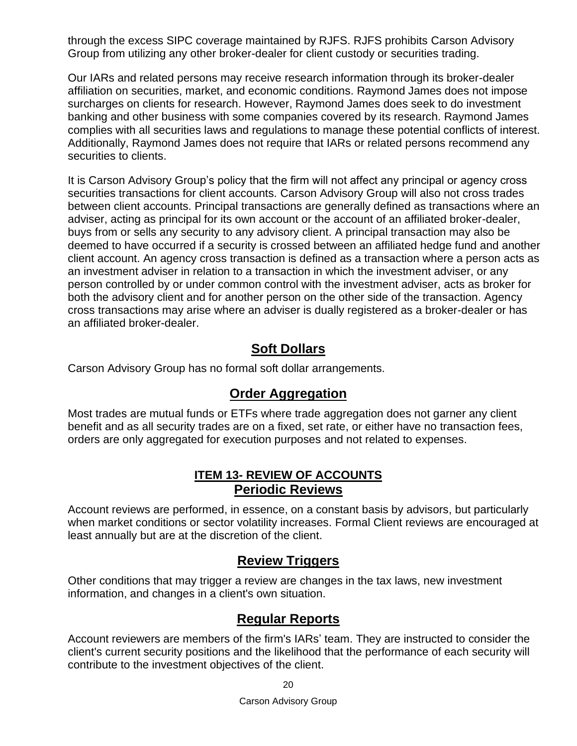through the excess SIPC coverage maintained by RJFS. RJFS prohibits Carson Advisory Group from utilizing any other broker-dealer for client custody or securities trading.

Our IARs and related persons may receive research information through its broker-dealer affiliation on securities, market, and economic conditions. Raymond James does not impose surcharges on clients for research. However, Raymond James does seek to do investment banking and other business with some companies covered by its research. Raymond James complies with all securities laws and regulations to manage these potential conflicts of interest. Additionally, Raymond James does not require that IARs or related persons recommend any securities to clients.

It is Carson Advisory Group's policy that the firm will not affect any principal or agency cross securities transactions for client accounts. Carson Advisory Group will also not cross trades between client accounts. Principal transactions are generally defined as transactions where an adviser, acting as principal for its own account or the account of an affiliated broker-dealer, buys from or sells any security to any advisory client. A principal transaction may also be deemed to have occurred if a security is crossed between an affiliated hedge fund and another client account. An agency cross transaction is defined as a transaction where a person acts as an investment adviser in relation to a transaction in which the investment adviser, or any person controlled by or under common control with the investment adviser, acts as broker for both the advisory client and for another person on the other side of the transaction. Agency cross transactions may arise where an adviser is dually registered as a broker-dealer or has an affiliated broker-dealer.

## Soft Dollars

Carson Advisory Group has no formal soft dollar arrangements.

## Order Aggregation

Most trades are mutual funds or ETFs where trade aggregation does not garner any client benefit and as all security trades are on a fixed, set rate, or either have no transaction fees, orders are only aggregated for execution purposes and not related to expenses.

# ITEM 13- REVIEW OF ACCOUNTS

## Periodic Reviews

Account reviews are performed, in essence, on a constant basis by advisors, but particularly when market conditions or sector volatility increases. Formal Client reviews are encouraged at least annually but are at the discretion of the client.

## Review Triggers

Other conditions that may trigger a review are changes in the tax laws, new investment information, and changes in a client's own situation.

## Regular Reports

Account reviewers are members of the firm's IARs' team. They are instructed to consider the client's current security positions and the likelihood that the performance of each security will contribute to the investment objectives of the client.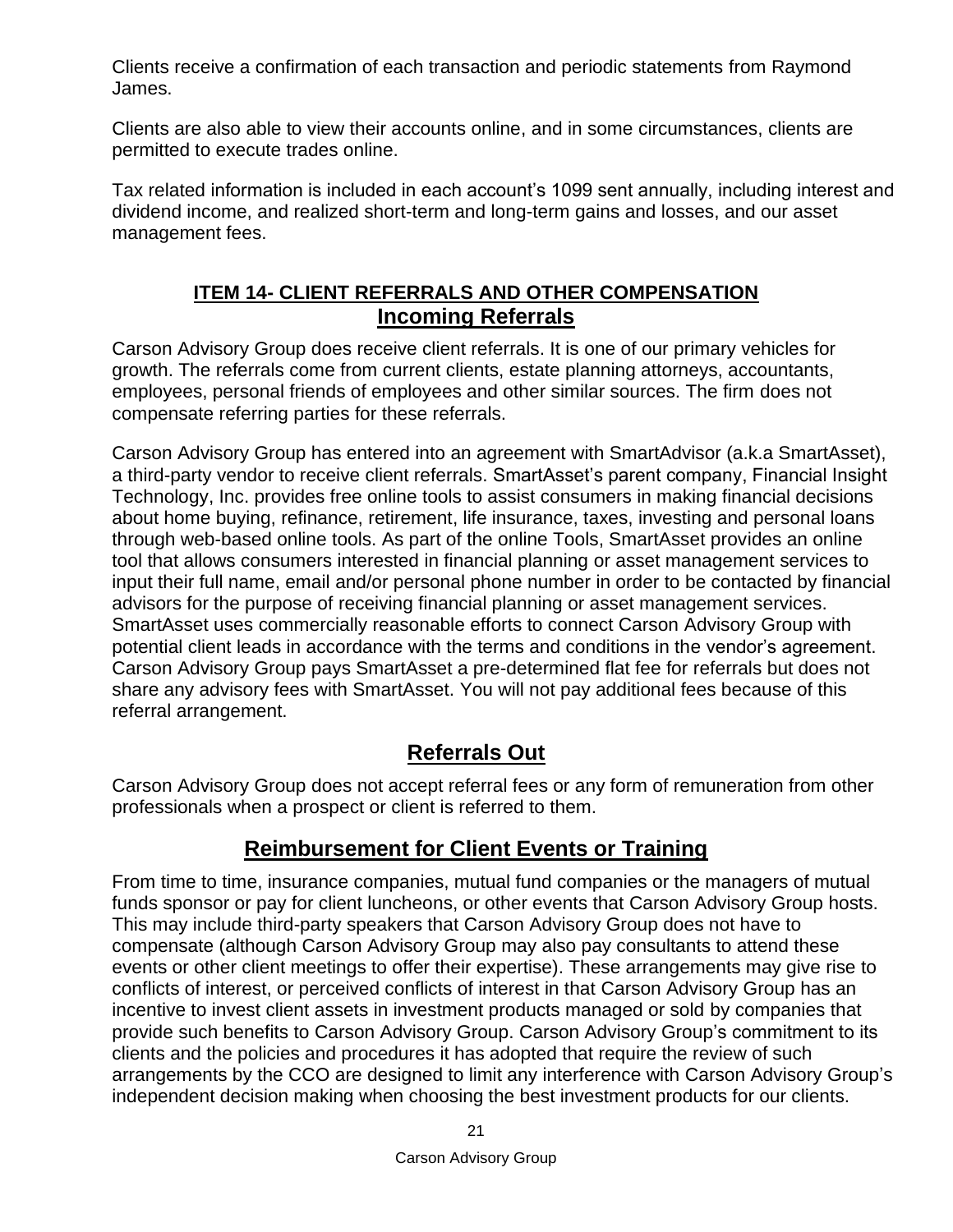Clients receive a confirmation of each transaction and periodic statements from Raymond James.

Clients are also able to view their accounts online, and in some circumstances, clients are permitted to execute trades online.

Tax related information is included in each account's 1099 sent annually, including interest and dividend income, and realized short-term and long-term gains and losses, and our asset management fees.

## ITEM 14- CLIENT REFERRALS AND OTHER COMPENSATION

### Incoming Referrals

Carson Advisory Group does receive client referrals. It is one of our primary vehicles for growth. The referrals come from current clients, estate planning attorneys, accountants, employees, personal friends of employees and other similar sources. The firm does not compensate referring parties for these referrals.

Carson Advisory Group has entered into an agreement with SmartAdvisor (a.k.a SmartAsset), a third-party vendor to receive client referrals. SmartAsset's parent company, Financial Insight Technology, Inc. provides free online tools to assist consumers in making financial decisions about home buying, refinance, retirement, life insurance, taxes, investing and personal loans through web-based online tools. As part of the online Tools, SmartAsset provides an online tool that allows consumers interested in financial planning or asset management services to input their full name, email and/or personal phone number in order to be contacted by financial advisors for the purpose of receiving financial planning or asset management services. SmartAsset uses commercially reasonable efforts to connect Carson Advisory Group with potential client leads in accordance with the terms and conditions in the vendor's agreement. Carson Advisory Group pays SmartAsset a pre-determined flat fee for referrals but does not share any advisory fees with SmartAsset. You will not pay additional fees because of this referral arrangement.

### Referrals Out

Carson Advisory Group does not accept referral fees or any form of remuneration from other professionals when a prospect or client is referred to them.

### Reimbursement for Client Events or Training

From time to time, insurance companies, mutual fund companies or the managers of mutual funds sponsor or pay for client luncheons, or other events that Carson Advisory Group hosts. This may include third-party speakers that Carson Advisory Group does not have to compensate (although Carson Advisory Group may also pay consultants to attend these events or other client meetings to offer their expertise). These arrangements may give rise to conflicts of interest, or perceived conflicts of interest in that Carson Advisory Group has an incentive to invest client assets in investment products managed or sold by companies that provide such benefits to Carson Advisory Group. Carson Advisory Group's commitment to its clients and the policies and procedures it has adopted that require the review of such arrangements by the CCO are designed to limit any interference with Carson Advisory Group's independent decision making when choosing the best investment products for our clients.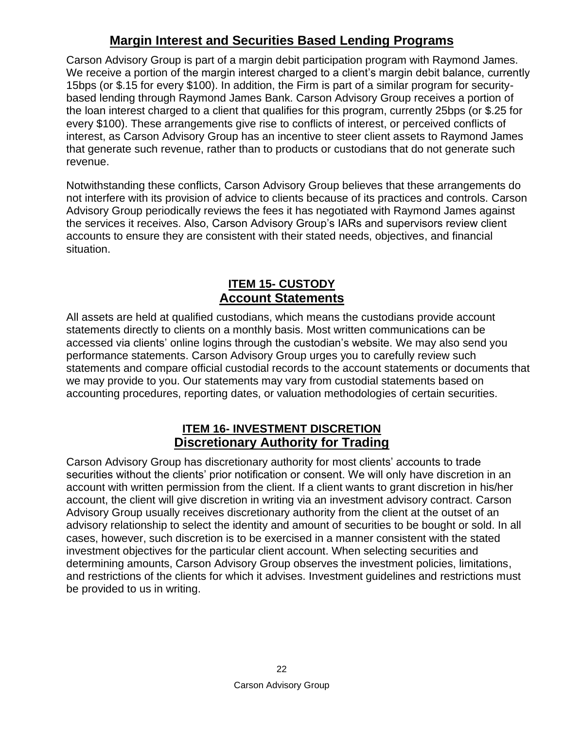## Margin Interest and Securities Based Lending Programs

Carson Advisory Group is part of a margin debit participation program with Raymond James. We receive a portion of the margin interest charged to a client's margin debit balance, currently 15bps (or $.15 for every $100). In addition, the Firm is part of a similar program for security-based lending through Raymond James Bank. Carson Advisory Group receives a portion of the loan interest charged to a client that qualifies for this program, currently 25bps (or $.25 for every $100). These arrangements give rise to conflicts of interest, or perceived conflicts of interest, as Carson Advisory Group has an incentive to steer client assets to Raymond James that generate such revenue, rather than to products or custodians that do not generate such revenue.

Notwithstanding these conflicts, Carson Advisory Group believes that these arrangements do not interfere with its provision of advice to clients because of its practices and controls. Carson Advisory Group periodically reviews the fees it has negotiated with Raymond James against the services it receives. Also, Carson Advisory Group's IARs and supervisors review client accounts to ensure they are consistent with their stated needs, objectives, and financial situation.

# ITEM 15- CUSTODY

## Account Statements

All assets are held at qualified custodians, which means the custodians provide account statements directly to clients on a monthly basis. Most written communications can be accessed via clients' online logins through the custodian's website. We may also send you performance statements. Carson Advisory Group urges you to carefully review such statements and compare official custodial records to the account statements or documents that we may provide to you. Our statements may vary from custodial statements based on accounting procedures, reporting dates, or valuation methodologies of certain securities.

# ITEM 16- INVESTMENT DISCRETION

## Discretionary Authority for Trading

Carson Advisory Group has discretionary authority for most clients' accounts to trade securities without the clients' prior notification or consent. We will only have discretion in an account with written permission from the client. If a client wants to grant discretion in his/her account, the client will give discretion in writing via an investment advisory contract. Carson Advisory Group usually receives discretionary authority from the client at the outset of an advisory relationship to select the identity and amount of securities to be bought or sold. In all cases, however, such discretion is to be exercised in a manner consistent with the stated investment objectives for the particular client account. When selecting securities and determining amounts, Carson Advisory Group observes the investment policies, limitations, and restrictions of the clients for which it advises. Investment guidelines and restrictions must be provided to us in writing.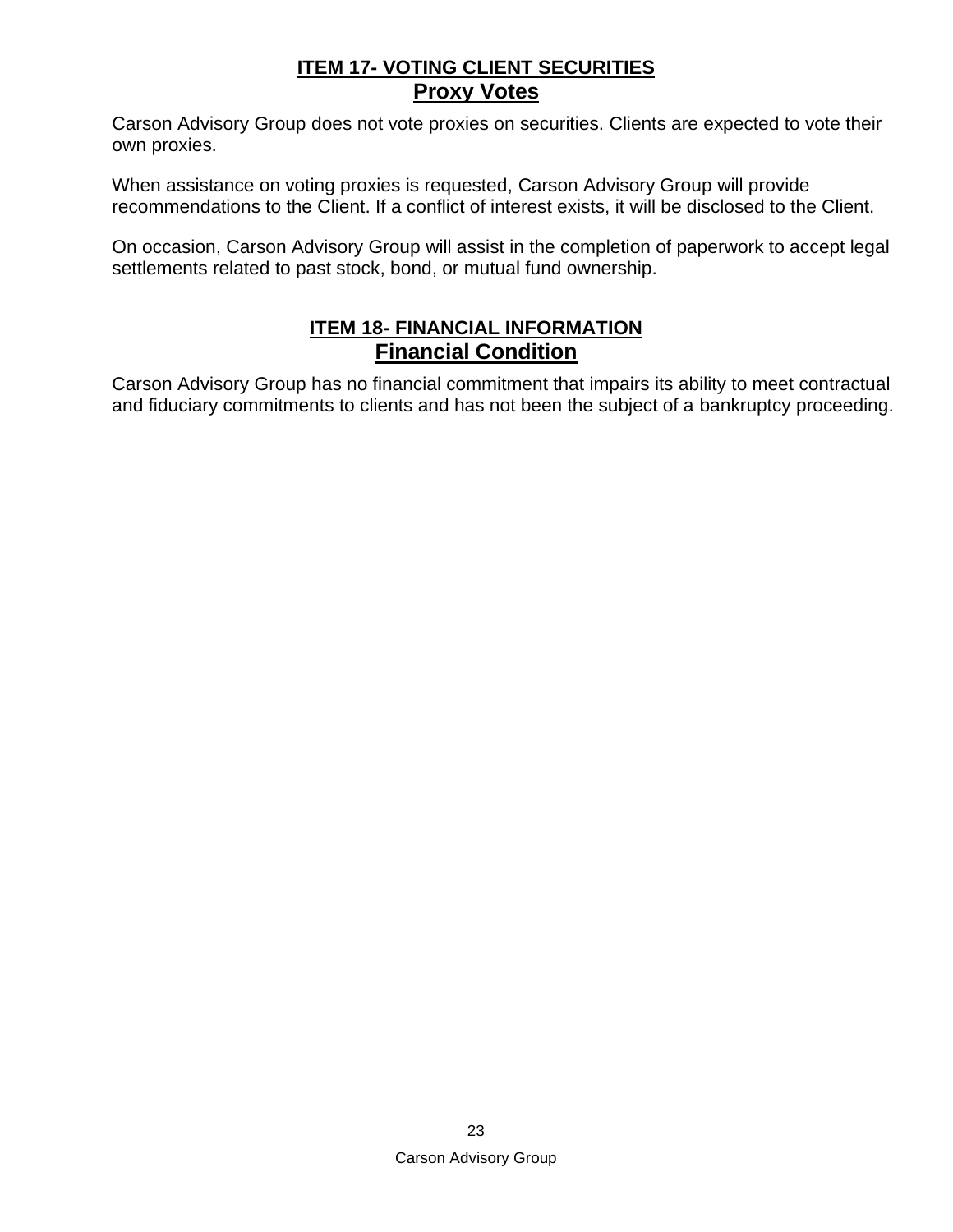## ITEM 17- VOTING CLIENT SECURITIES

### Proxy Votes

Carson Advisory Group does not vote proxies on securities. Clients are expected to vote their own proxies.

When assistance on voting proxies is requested, Carson Advisory Group will provide recommendations to the Client. If a conflict of interest exists, it will be disclosed to the Client.

On occasion, Carson Advisory Group will assist in the completion of paperwork to accept legal settlements related to past stock, bond, or mutual fund ownership.

## ITEM 18- FINANCIAL INFORMATION

### Financial Condition

Carson Advisory Group has no financial commitment that impairs its ability to meet contractual and fiduciary commitments to clients and has not been the subject of a bankruptcy proceeding.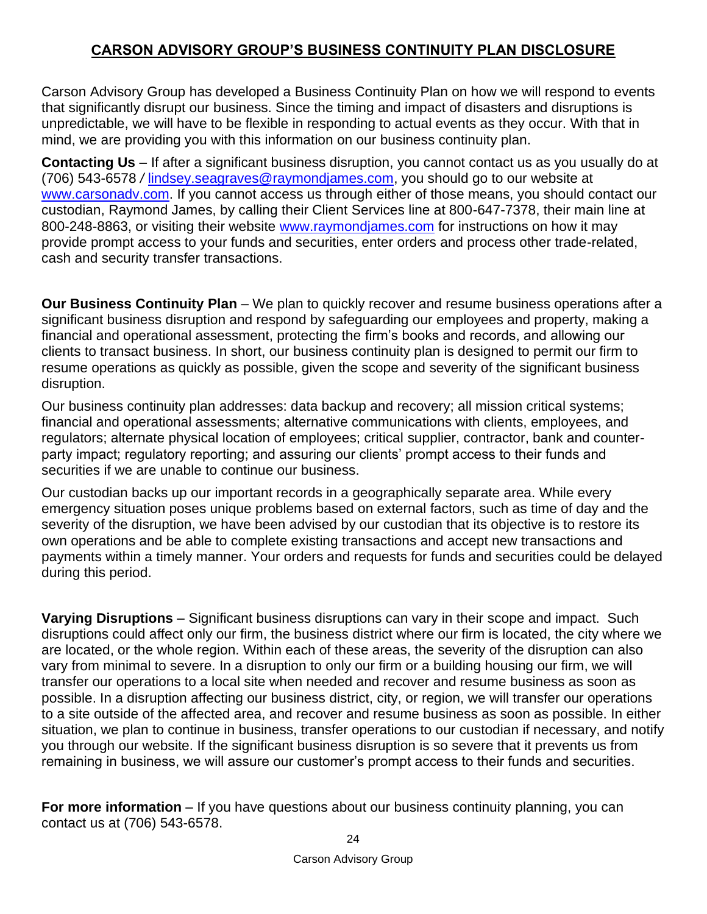# CARSON ADVISORY GROUP'S BUSINESS CONTINUITY PLAN DISCLOSURE

Carson Advisory Group has developed a Business Continuity Plan on how we will respond to events that significantly disrupt our business. Since the timing and impact of disasters and disruptions is unpredictable, we will have to be flexible in responding to actual events as they occur. With that in mind, we are providing you with this information on our business continuity plan.

**Contacting Us** – If after a significant business disruption, you cannot contact us as you usually do at (706) 543-6578 / lindsey.seagraves@raymondjames.com, you should go to our website at www.carsonadv.com. If you cannot access us through either of those means, you should contact our custodian, Raymond James, by calling their Client Services line at 800-647-7378, their main line at 800-248-8863, or visiting their website www.raymondjames.com for instructions on how it may provide prompt access to your funds and securities, enter orders and process other trade-related, cash and security transfer transactions.

**Our Business Continuity Plan** – We plan to quickly recover and resume business operations after a significant business disruption and respond by safeguarding our employees and property, making a financial and operational assessment, protecting the firm's books and records, and allowing our clients to transact business. In short, our business continuity plan is designed to permit our firm to resume operations as quickly as possible, given the scope and severity of the significant business disruption.

Our business continuity plan addresses: data backup and recovery; all mission critical systems; financial and operational assessments; alternative communications with clients, employees, and regulators; alternate physical location of employees; critical supplier, contractor, bank and counter-party impact; regulatory reporting; and assuring our clients' prompt access to their funds and securities if we are unable to continue our business.

Our custodian backs up our important records in a geographically separate area. While every emergency situation poses unique problems based on external factors, such as time of day and the severity of the disruption, we have been advised by our custodian that its objective is to restore its own operations and be able to complete existing transactions and accept new transactions and payments within a timely manner. Your orders and requests for funds and securities could be delayed during this period.

**Varying Disruptions** – Significant business disruptions can vary in their scope and impact. Such disruptions could affect only our firm, the business district where our firm is located, the city where we are located, or the whole region. Within each of these areas, the severity of the disruption can also vary from minimal to severe. In a disruption to only our firm or a building housing our firm, we will transfer our operations to a local site when needed and recover and resume business as soon as possible. In a disruption affecting our business district, city, or region, we will transfer our operations to a site outside of the affected area, and recover and resume business as soon as possible. In either situation, we plan to continue in business, transfer operations to our custodian if necessary, and notify you through our website. If the significant business disruption is so severe that it prevents us from remaining in business, we will assure our customer's prompt access to their funds and securities.

**For more information** – If you have questions about our business continuity planning, you can contact us at (706) 543-6578.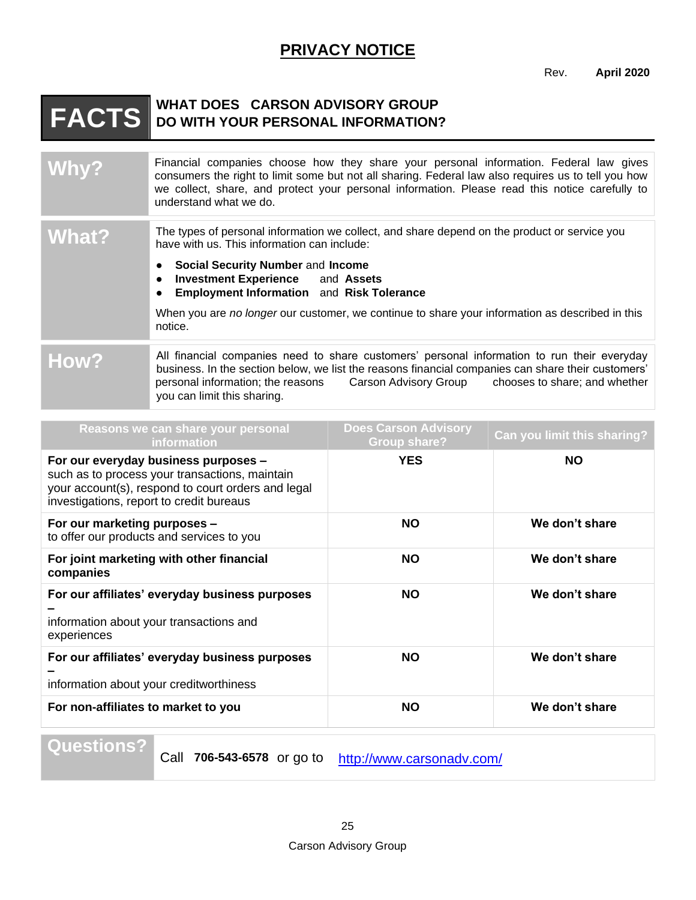# PRIVACY NOTICE

Rev. **April 2020**

## FACTS — WHAT DOES CARSON ADVISORY GROUP DO WITH YOUR PERSONAL INFORMATION?

| | |
|---|---|
| **Why?** | Financial companies choose how they share your personal information. Federal law gives consumers the right to limit some but not all sharing. Federal law also requires us to tell you how we collect, share, and protect your personal information. Please read this notice carefully to understand what we do. |
| **What?** | The types of personal information we collect, and share depend on the product or service you have with us. This information can include:<br>• **Social Security Number** and **Income**<br>• **Investment Experience** and **Assets**<br>• **Employment Information** and **Risk Tolerance**<br><br>When you are *no longer* our customer, we continue to share your information as described in this notice. |
| **How?** | All financial companies need to share customers' personal information to run their everyday business. In the section below, we list the reasons financial companies can share their customers' personal information; the reasons Carson Advisory Group chooses to share; and whether you can limit this sharing. |

| Reasons we can share your personal information | Does Carson Advisory Group share? | Can you limit this sharing? |
|---|---|---|
| **For our everyday business purposes –** such as to process your transactions, maintain your account(s), respond to court orders and legal investigations, report to credit bureaus | **YES** | **NO** |
| **For our marketing purposes –** to offer our products and services to you | **NO** | **We don't share** |
| **For joint marketing with other financial companies** | **NO** | **We don't share** |
| **For our affiliates' everyday business purposes –** information about your transactions and experiences | **NO** | **We don't share** |
| **For our affiliates' everyday business purposes –** information about your creditworthiness | **NO** | **We don't share** |
| **For non-affiliates to market to you** | **NO** | **We don't share** |

| | |
|---|---|
| **Questions?** | Call **706-543-6578** or go to http://www.carsonadv.com/ |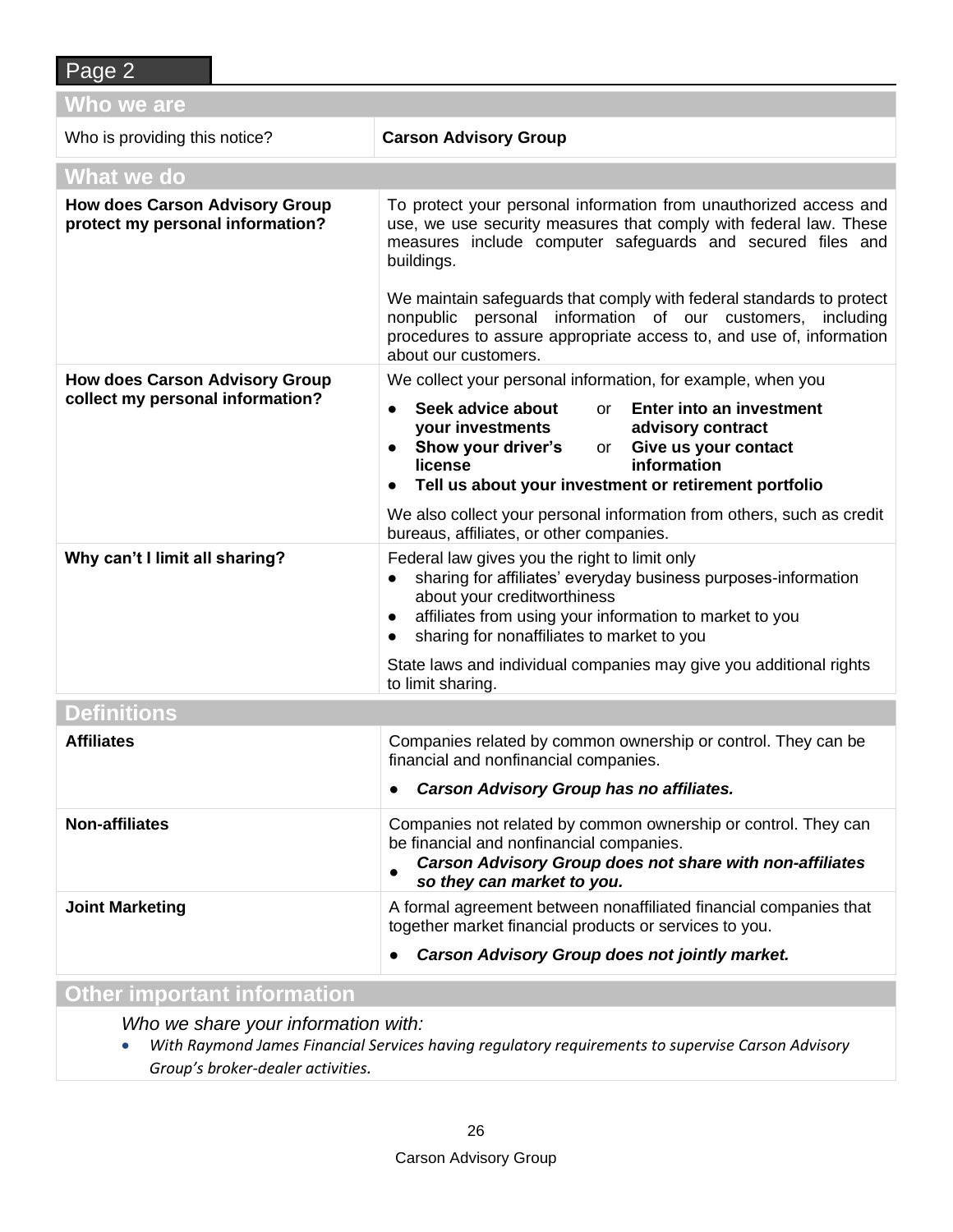## Page 2

| **Who we are** | |
|---|---|
| Who is providing this notice? | **Carson Advisory Group** |

| **What we do** | |
|---|---|
| **How does Carson Advisory Group protect my personal information?** | To protect your personal information from unauthorized access and use, we use security measures that comply with federal law. These measures include computer safeguards and secured files and buildings.<br><br>We maintain safeguards that comply with federal standards to protect nonpublic personal information of our customers, including procedures to assure appropriate access to, and use of, information about our customers. |
| **How does Carson Advisory Group collect my personal information?** | We collect your personal information, for example, when you<br>● **Seek advice about your investments** or **Enter into an investment advisory contract**<br>● **Show your driver's license** or **Give us your contact information**<br>● **Tell us about your investment or retirement portfolio**<br><br>We also collect your personal information from others, such as credit bureaus, affiliates, or other companies. |
| **Why can't I limit all sharing?** | Federal law gives you the right to limit only<br>● sharing for affiliates' everyday business purposes-information about your creditworthiness<br>● affiliates from using your information to market to you<br>● sharing for nonaffiliates to market to you<br><br>State laws and individual companies may give you additional rights to limit sharing. |

| **Definitions** | |
|---|---|
| **Affiliates** | Companies related by common ownership or control. They can be financial and nonfinancial companies.<br>● ***Carson Advisory Group has no affiliates.*** |
| **Non-affiliates** | Companies not related by common ownership or control. They can be financial and nonfinancial companies.<br>● ***Carson Advisory Group does not share with non-affiliates so they can market to you.*** |
| **Joint Marketing** | A formal agreement between nonaffiliated financial companies that together market financial products or services to you.<br>● ***Carson Advisory Group does not jointly market.*** |

### Other important information

*Who we share your information with:*

- *With Raymond James Financial Services having regulatory requirements to supervise Carson Advisory Group's broker-dealer activities.*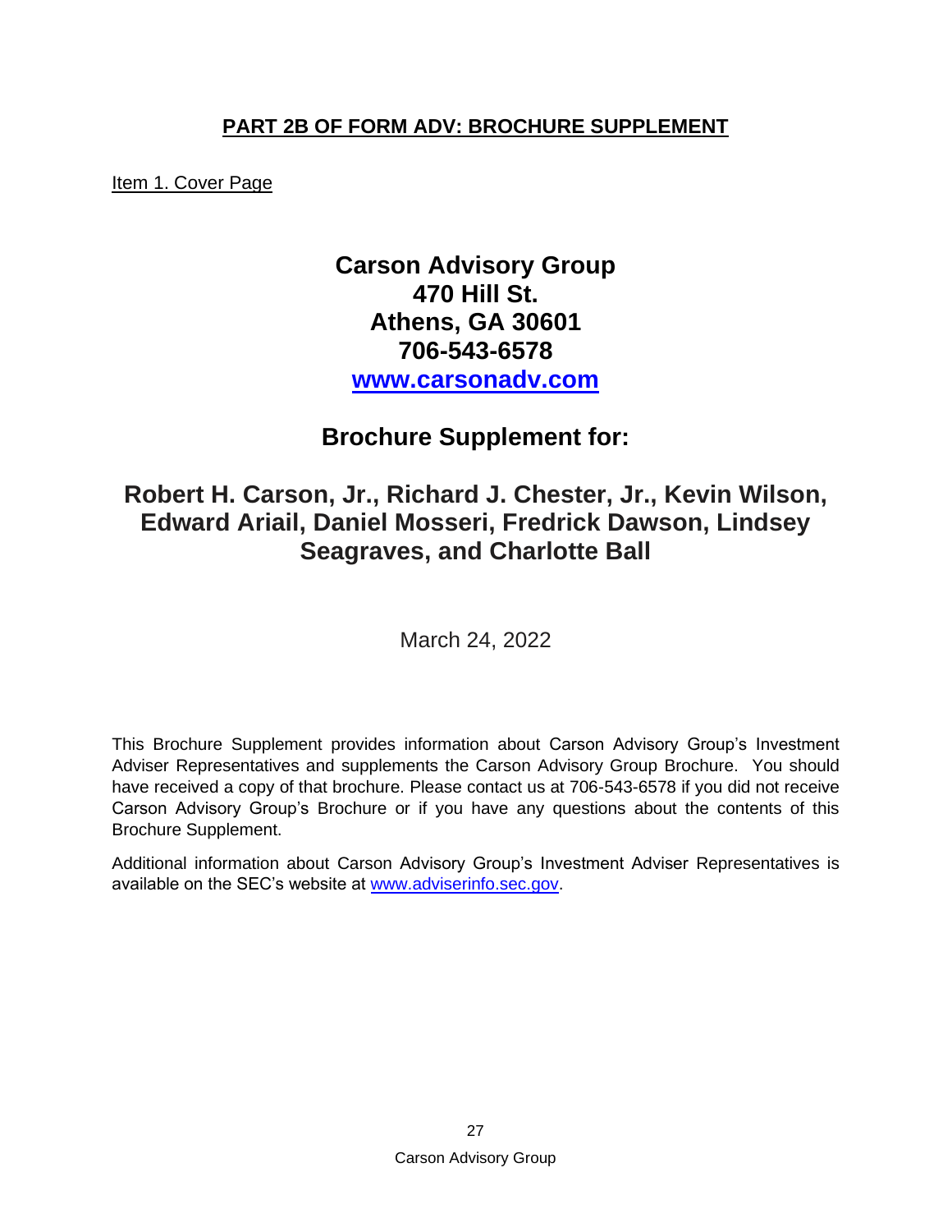## PART 2B OF FORM ADV: BROCHURE SUPPLEMENT

Item 1. Cover Page

**Carson Advisory Group**
**470 Hill St.**
**Athens, GA 30601**
**706-543-6578**
**[www.carsonadv.com](http://www.carsonadv.com)**

## Brochure Supplement for:

## Robert H. Carson, Jr., Richard J. Chester, Jr., Kevin Wilson, Edward Ariail, Daniel Mosseri, Fredrick Dawson, Lindsey Seagraves, and Charlotte Ball

March 24, 2022

This Brochure Supplement provides information about Carson Advisory Group's Investment Adviser Representatives and supplements the Carson Advisory Group Brochure. You should have received a copy of that brochure. Please contact us at 706-543-6578 if you did not receive Carson Advisory Group's Brochure or if you have any questions about the contents of this Brochure Supplement.

Additional information about Carson Advisory Group's Investment Adviser Representatives is available on the SEC's website at [www.adviserinfo.sec.gov](http://www.adviserinfo.sec.gov).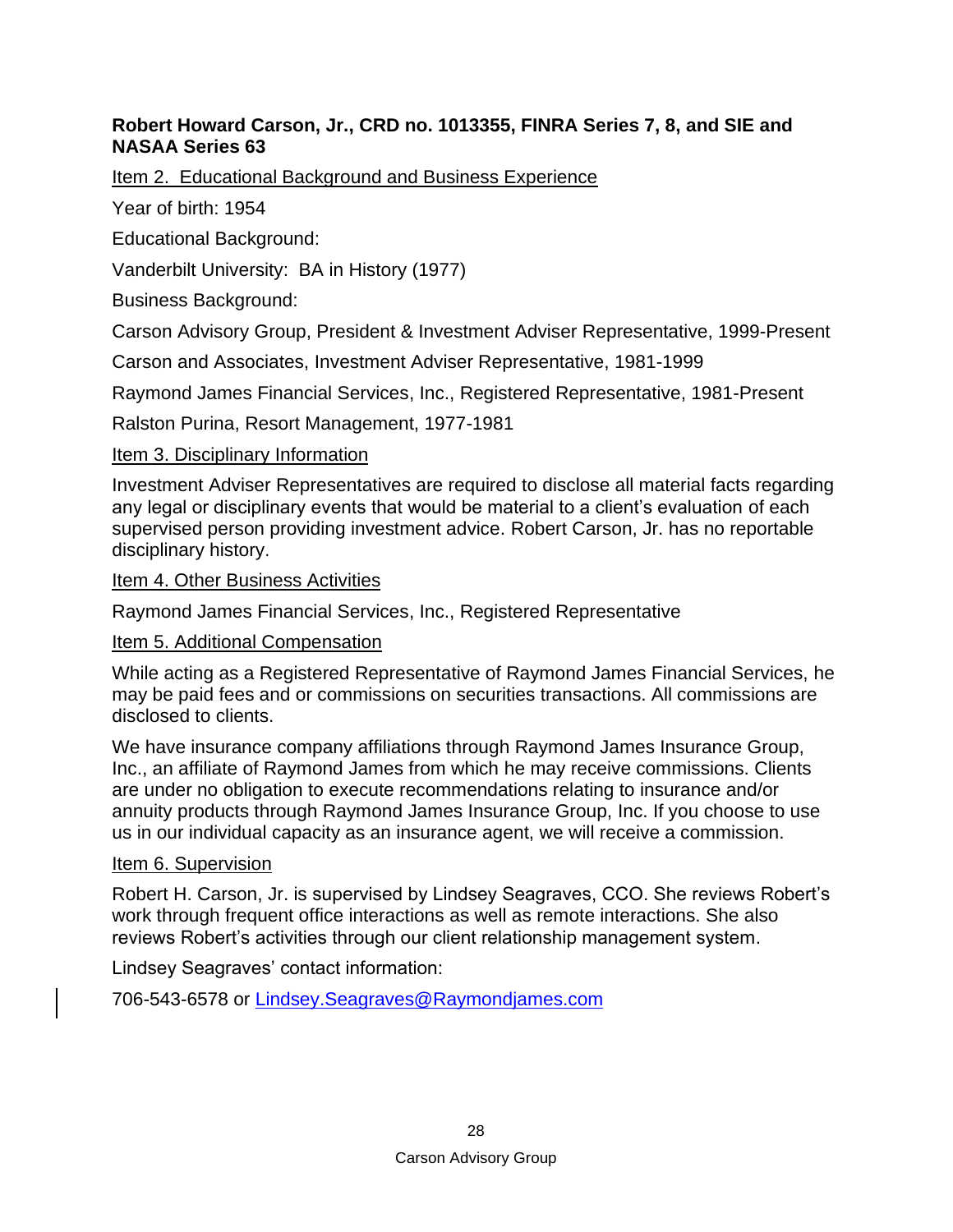**Robert Howard Carson, Jr., CRD no. 1013355, FINRA Series 7, 8, and SIE and NASAA Series 63**

Item 2. Educational Background and Business Experience

Year of birth: 1954

Educational Background:

Vanderbilt University: BA in History (1977)

Business Background:

Carson Advisory Group, President & Investment Adviser Representative, 1999-Present

Carson and Associates, Investment Adviser Representative, 1981-1999

Raymond James Financial Services, Inc., Registered Representative, 1981-Present

Ralston Purina, Resort Management, 1977-1981

Item 3. Disciplinary Information

Investment Adviser Representatives are required to disclose all material facts regarding any legal or disciplinary events that would be material to a client's evaluation of each supervised person providing investment advice. Robert Carson, Jr. has no reportable disciplinary history.

Item 4. Other Business Activities

Raymond James Financial Services, Inc., Registered Representative

Item 5. Additional Compensation

While acting as a Registered Representative of Raymond James Financial Services, he may be paid fees and or commissions on securities transactions. All commissions are disclosed to clients.

We have insurance company affiliations through Raymond James Insurance Group, Inc., an affiliate of Raymond James from which he may receive commissions. Clients are under no obligation to execute recommendations relating to insurance and/or annuity products through Raymond James Insurance Group, Inc. If you choose to use us in our individual capacity as an insurance agent, we will receive a commission.

Item 6. Supervision

Robert H. Carson, Jr. is supervised by Lindsey Seagraves, CCO. She reviews Robert's work through frequent office interactions as well as remote interactions. She also reviews Robert's activities through our client relationship management system.

Lindsey Seagraves' contact information:

706-543-6578 or Lindsey.Seagraves@Raymondjames.com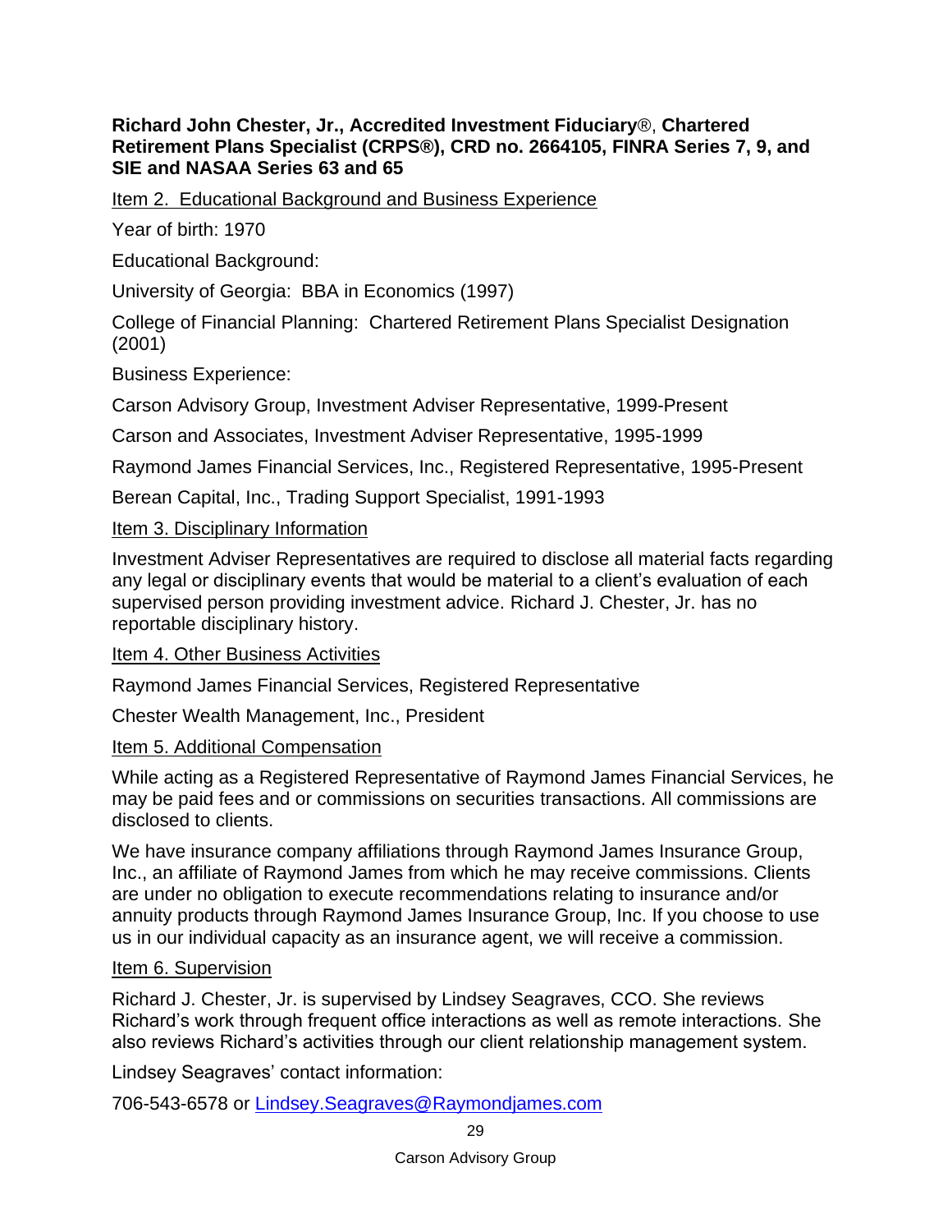**Richard John Chester, Jr., Accredited Investment Fiduciary®, Chartered Retirement Plans Specialist (CRPS®), CRD no. 2664105, FINRA Series 7, 9, and SIE and NASAA Series 63 and 65**

Item 2. Educational Background and Business Experience

Year of birth: 1970

Educational Background:

University of Georgia: BBA in Economics (1997)

College of Financial Planning: Chartered Retirement Plans Specialist Designation (2001)

Business Experience:

Carson Advisory Group, Investment Adviser Representative, 1999-Present

Carson and Associates, Investment Adviser Representative, 1995-1999

Raymond James Financial Services, Inc., Registered Representative, 1995-Present

Berean Capital, Inc., Trading Support Specialist, 1991-1993

Item 3. Disciplinary Information

Investment Adviser Representatives are required to disclose all material facts regarding any legal or disciplinary events that would be material to a client's evaluation of each supervised person providing investment advice. Richard J. Chester, Jr. has no reportable disciplinary history.

Item 4. Other Business Activities

Raymond James Financial Services, Registered Representative

Chester Wealth Management, Inc., President

Item 5. Additional Compensation

While acting as a Registered Representative of Raymond James Financial Services, he may be paid fees and or commissions on securities transactions. All commissions are disclosed to clients.

We have insurance company affiliations through Raymond James Insurance Group, Inc., an affiliate of Raymond James from which he may receive commissions. Clients are under no obligation to execute recommendations relating to insurance and/or annuity products through Raymond James Insurance Group, Inc. If you choose to use us in our individual capacity as an insurance agent, we will receive a commission.

Item 6. Supervision

Richard J. Chester, Jr. is supervised by Lindsey Seagraves, CCO. She reviews Richard's work through frequent office interactions as well as remote interactions. She also reviews Richard's activities through our client relationship management system.

Lindsey Seagraves' contact information:

706-543-6578 or Lindsey.Seagraves@Raymondjames.com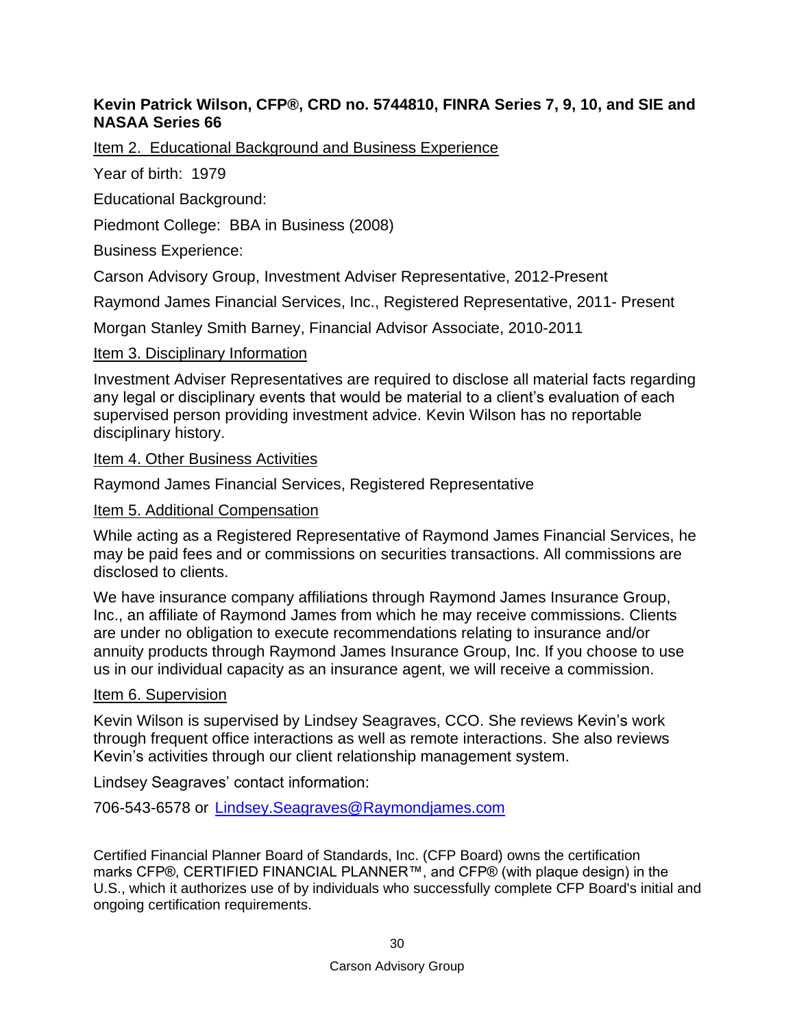**Kevin Patrick Wilson, CFP®, CRD no. 5744810, FINRA Series 7, 9, 10, and SIE and NASAA Series 66**

Item 2. Educational Background and Business Experience

Year of birth: 1979

Educational Background:

Piedmont College: BBA in Business (2008)

Business Experience:

Carson Advisory Group, Investment Adviser Representative, 2012-Present

Raymond James Financial Services, Inc., Registered Representative, 2011- Present

Morgan Stanley Smith Barney, Financial Advisor Associate, 2010-2011

Item 3. Disciplinary Information

Investment Adviser Representatives are required to disclose all material facts regarding any legal or disciplinary events that would be material to a client's evaluation of each supervised person providing investment advice. Kevin Wilson has no reportable disciplinary history.

Item 4. Other Business Activities

Raymond James Financial Services, Registered Representative

Item 5. Additional Compensation

While acting as a Registered Representative of Raymond James Financial Services, he may be paid fees and or commissions on securities transactions. All commissions are disclosed to clients.

We have insurance company affiliations through Raymond James Insurance Group, Inc., an affiliate of Raymond James from which he may receive commissions. Clients are under no obligation to execute recommendations relating to insurance and/or annuity products through Raymond James Insurance Group, Inc. If you choose to use us in our individual capacity as an insurance agent, we will receive a commission.

Item 6. Supervision

Kevin Wilson is supervised by Lindsey Seagraves, CCO. She reviews Kevin's work through frequent office interactions as well as remote interactions. She also reviews Kevin's activities through our client relationship management system.

Lindsey Seagraves' contact information:

706-543-6578 or Lindsey.Seagraves@Raymondjames.com

Certified Financial Planner Board of Standards, Inc. (CFP Board) owns the certification marks CFP®, CERTIFIED FINANCIAL PLANNER™, and CFP® (with plaque design) in the U.S., which it authorizes use of by individuals who successfully complete CFP Board's initial and ongoing certification requirements.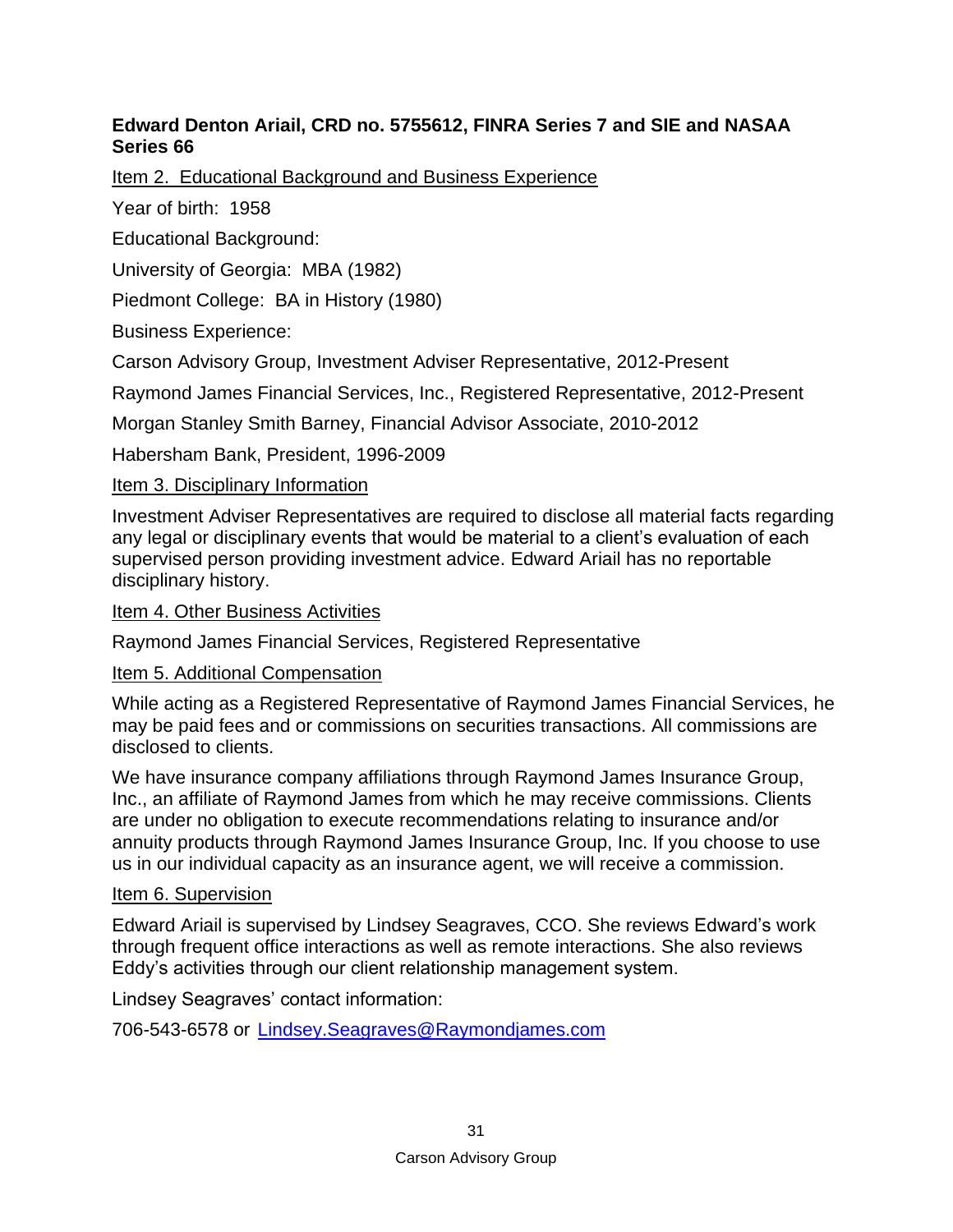**Edward Denton Ariail, CRD no. 5755612, FINRA Series 7 and SIE and NASAA Series 66**

Item 2. Educational Background and Business Experience

Year of birth: 1958

Educational Background:

University of Georgia: MBA (1982)

Piedmont College: BA in History (1980)

Business Experience:

Carson Advisory Group, Investment Adviser Representative, 2012-Present

Raymond James Financial Services, Inc., Registered Representative, 2012-Present

Morgan Stanley Smith Barney, Financial Advisor Associate, 2010-2012

Habersham Bank, President, 1996-2009

Item 3. Disciplinary Information

Investment Adviser Representatives are required to disclose all material facts regarding any legal or disciplinary events that would be material to a client's evaluation of each supervised person providing investment advice. Edward Ariail has no reportable disciplinary history.

Item 4. Other Business Activities

Raymond James Financial Services, Registered Representative

Item 5. Additional Compensation

While acting as a Registered Representative of Raymond James Financial Services, he may be paid fees and or commissions on securities transactions. All commissions are disclosed to clients.

We have insurance company affiliations through Raymond James Insurance Group, Inc., an affiliate of Raymond James from which he may receive commissions. Clients are under no obligation to execute recommendations relating to insurance and/or annuity products through Raymond James Insurance Group, Inc. If you choose to use us in our individual capacity as an insurance agent, we will receive a commission.

Item 6. Supervision

Edward Ariail is supervised by Lindsey Seagraves, CCO. She reviews Edward's work through frequent office interactions as well as remote interactions. She also reviews Eddy's activities through our client relationship management system.

Lindsey Seagraves' contact information:

706-543-6578 or Lindsey.Seagraves@Raymondjames.com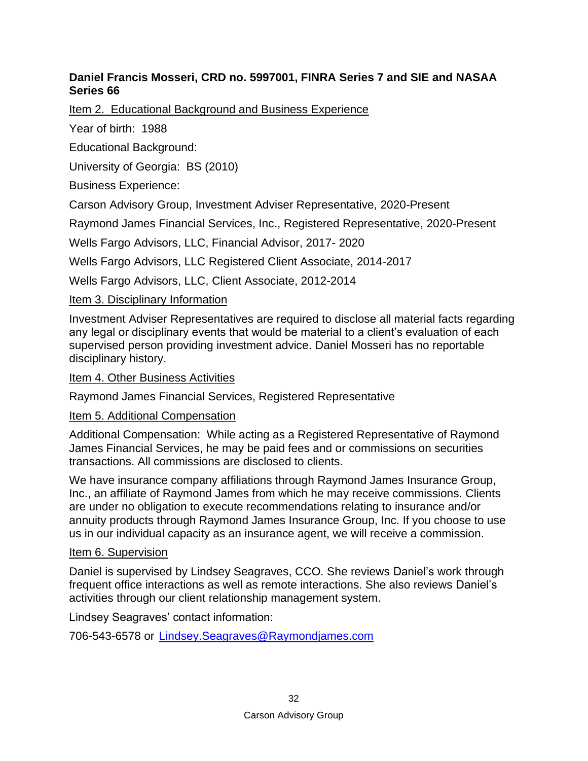**Daniel Francis Mosseri, CRD no. 5997001, FINRA Series 7 and SIE and NASAA Series 66**

Item 2. Educational Background and Business Experience

Year of birth: 1988

Educational Background:

University of Georgia: BS (2010)

Business Experience:

Carson Advisory Group, Investment Adviser Representative, 2020-Present

Raymond James Financial Services, Inc., Registered Representative, 2020-Present

Wells Fargo Advisors, LLC, Financial Advisor, 2017- 2020

Wells Fargo Advisors, LLC Registered Client Associate, 2014-2017

Wells Fargo Advisors, LLC, Client Associate, 2012-2014

Item 3. Disciplinary Information

Investment Adviser Representatives are required to disclose all material facts regarding any legal or disciplinary events that would be material to a client's evaluation of each supervised person providing investment advice. Daniel Mosseri has no reportable disciplinary history.

Item 4. Other Business Activities

Raymond James Financial Services, Registered Representative

Item 5. Additional Compensation

Additional Compensation: While acting as a Registered Representative of Raymond James Financial Services, he may be paid fees and or commissions on securities transactions. All commissions are disclosed to clients.

We have insurance company affiliations through Raymond James Insurance Group, Inc., an affiliate of Raymond James from which he may receive commissions. Clients are under no obligation to execute recommendations relating to insurance and/or annuity products through Raymond James Insurance Group, Inc. If you choose to use us in our individual capacity as an insurance agent, we will receive a commission.

Item 6. Supervision

Daniel is supervised by Lindsey Seagraves, CCO. She reviews Daniel's work through frequent office interactions as well as remote interactions. She also reviews Daniel's activities through our client relationship management system.

Lindsey Seagraves' contact information:

706-543-6578 or Lindsey.Seagraves@Raymondjames.com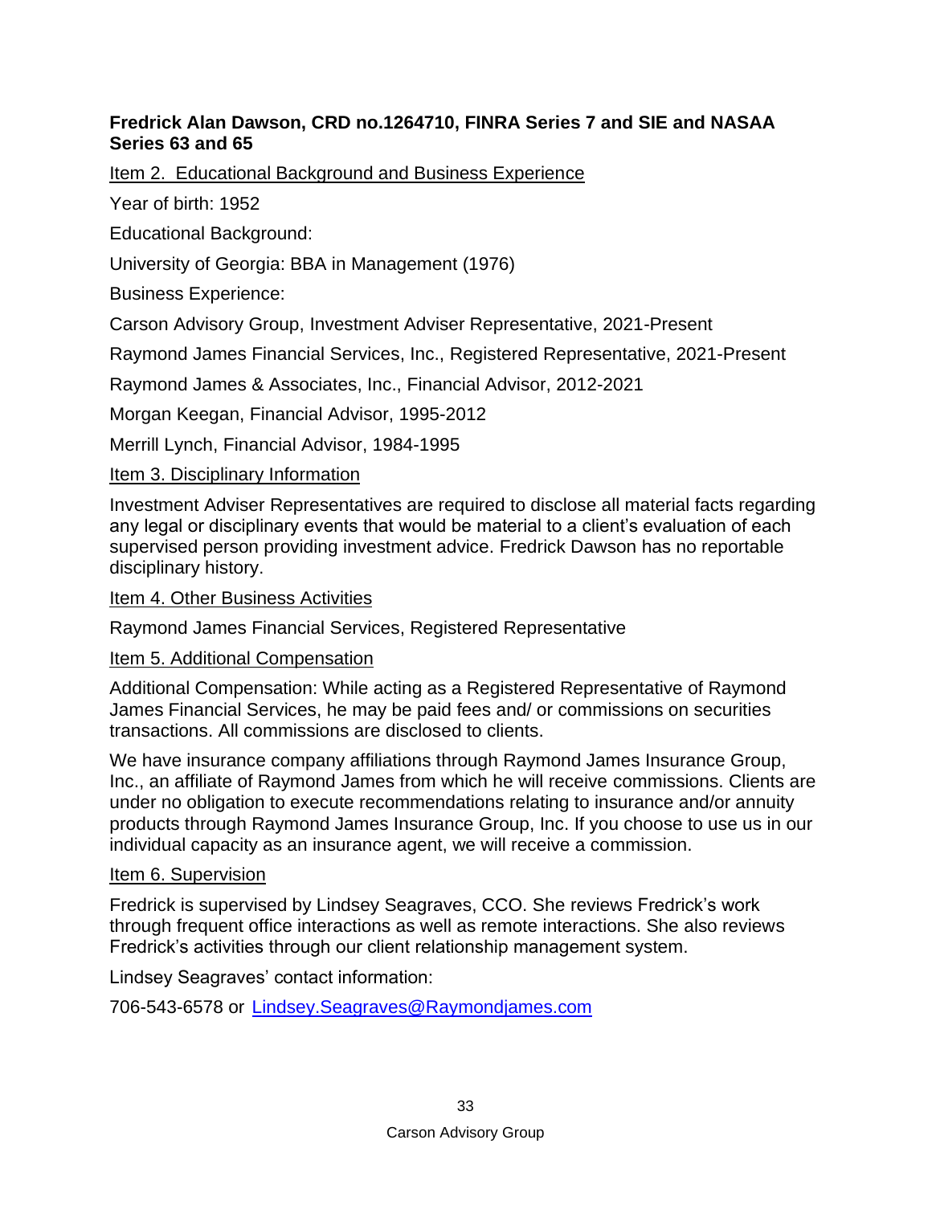**Fredrick Alan Dawson, CRD no.1264710, FINRA Series 7 and SIE and NASAA Series 63 and 65**

Item 2. Educational Background and Business Experience

Year of birth: 1952

Educational Background:

University of Georgia: BBA in Management (1976)

Business Experience:

Carson Advisory Group, Investment Adviser Representative, 2021-Present

Raymond James Financial Services, Inc., Registered Representative, 2021-Present

Raymond James & Associates, Inc., Financial Advisor, 2012-2021

Morgan Keegan, Financial Advisor, 1995-2012

Merrill Lynch, Financial Advisor, 1984-1995

Item 3. Disciplinary Information

Investment Adviser Representatives are required to disclose all material facts regarding any legal or disciplinary events that would be material to a client's evaluation of each supervised person providing investment advice. Fredrick Dawson has no reportable disciplinary history.

Item 4. Other Business Activities

Raymond James Financial Services, Registered Representative

Item 5. Additional Compensation

Additional Compensation: While acting as a Registered Representative of Raymond James Financial Services, he may be paid fees and/ or commissions on securities transactions. All commissions are disclosed to clients.

We have insurance company affiliations through Raymond James Insurance Group, Inc., an affiliate of Raymond James from which he will receive commissions. Clients are under no obligation to execute recommendations relating to insurance and/or annuity products through Raymond James Insurance Group, Inc. If you choose to use us in our individual capacity as an insurance agent, we will receive a commission.

Item 6. Supervision

Fredrick is supervised by Lindsey Seagraves, CCO. She reviews Fredrick's work through frequent office interactions as well as remote interactions. She also reviews Fredrick's activities through our client relationship management system.

Lindsey Seagraves' contact information:

706-543-6578 or Lindsey.Seagraves@Raymondjames.com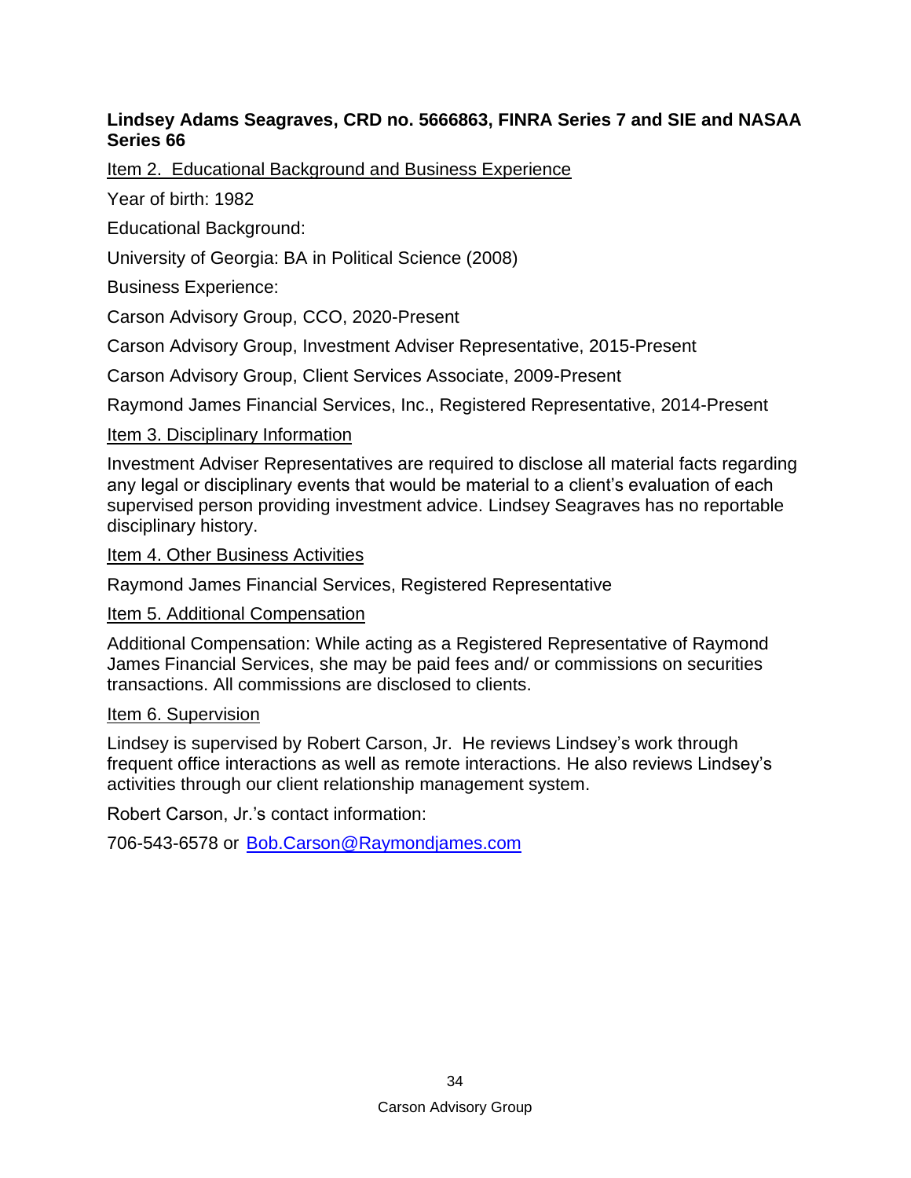**Lindsey Adams Seagraves, CRD no. 5666863, FINRA Series 7 and SIE and NASAA Series 66**

Item 2. Educational Background and Business Experience

Year of birth: 1982

Educational Background:

University of Georgia: BA in Political Science (2008)

Business Experience:

Carson Advisory Group, CCO, 2020-Present

Carson Advisory Group, Investment Adviser Representative, 2015-Present

Carson Advisory Group, Client Services Associate, 2009-Present

Raymond James Financial Services, Inc., Registered Representative, 2014-Present

Item 3. Disciplinary Information

Investment Adviser Representatives are required to disclose all material facts regarding any legal or disciplinary events that would be material to a client's evaluation of each supervised person providing investment advice. Lindsey Seagraves has no reportable disciplinary history.

Item 4. Other Business Activities

Raymond James Financial Services, Registered Representative

Item 5. Additional Compensation

Additional Compensation: While acting as a Registered Representative of Raymond James Financial Services, she may be paid fees and/ or commissions on securities transactions. All commissions are disclosed to clients.

Item 6. Supervision

Lindsey is supervised by Robert Carson, Jr. He reviews Lindsey's work through frequent office interactions as well as remote interactions. He also reviews Lindsey's activities through our client relationship management system.

Robert Carson, Jr.'s contact information:

706-543-6578 or Bob.Carson@Raymondjames.com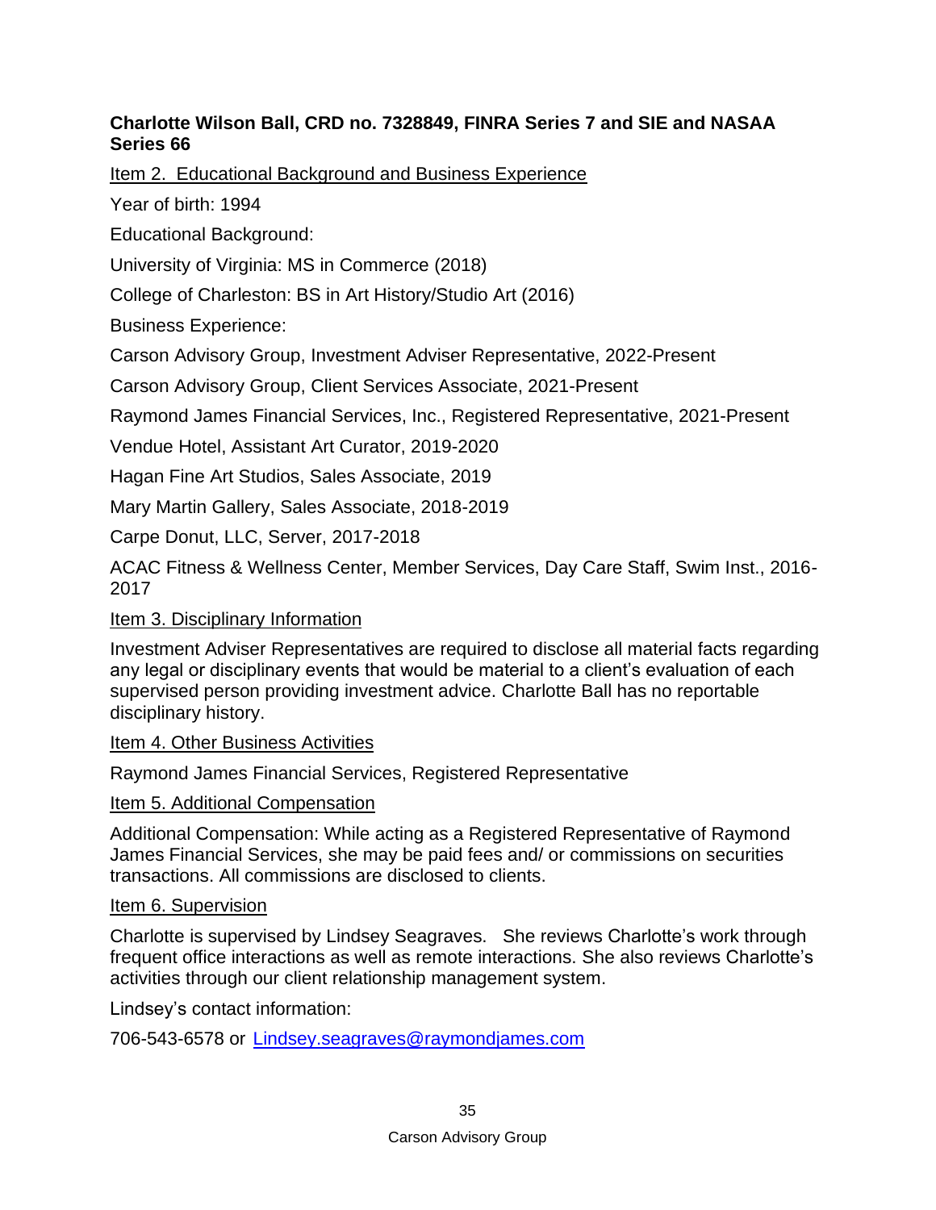**Charlotte Wilson Ball, CRD no. 7328849, FINRA Series 7 and SIE and NASAA Series 66**

Item 2. Educational Background and Business Experience

Year of birth: 1994

Educational Background:

University of Virginia: MS in Commerce (2018)

College of Charleston: BS in Art History/Studio Art (2016)

Business Experience:

Carson Advisory Group, Investment Adviser Representative, 2022-Present

Carson Advisory Group, Client Services Associate, 2021-Present

Raymond James Financial Services, Inc., Registered Representative, 2021-Present

Vendue Hotel, Assistant Art Curator, 2019-2020

Hagan Fine Art Studios, Sales Associate, 2019

Mary Martin Gallery, Sales Associate, 2018-2019

Carpe Donut, LLC, Server, 2017-2018

ACAC Fitness & Wellness Center, Member Services, Day Care Staff, Swim Inst., 2016-2017

Item 3. Disciplinary Information

Investment Adviser Representatives are required to disclose all material facts regarding any legal or disciplinary events that would be material to a client's evaluation of each supervised person providing investment advice. Charlotte Ball has no reportable disciplinary history.

Item 4. Other Business Activities

Raymond James Financial Services, Registered Representative

Item 5. Additional Compensation

Additional Compensation: While acting as a Registered Representative of Raymond James Financial Services, she may be paid fees and/ or commissions on securities transactions. All commissions are disclosed to clients.

Item 6. Supervision

Charlotte is supervised by Lindsey Seagraves. She reviews Charlotte's work through frequent office interactions as well as remote interactions. She also reviews Charlotte's activities through our client relationship management system.

Lindsey's contact information:

706-543-6578 or Lindsey.seagraves@raymondjames.com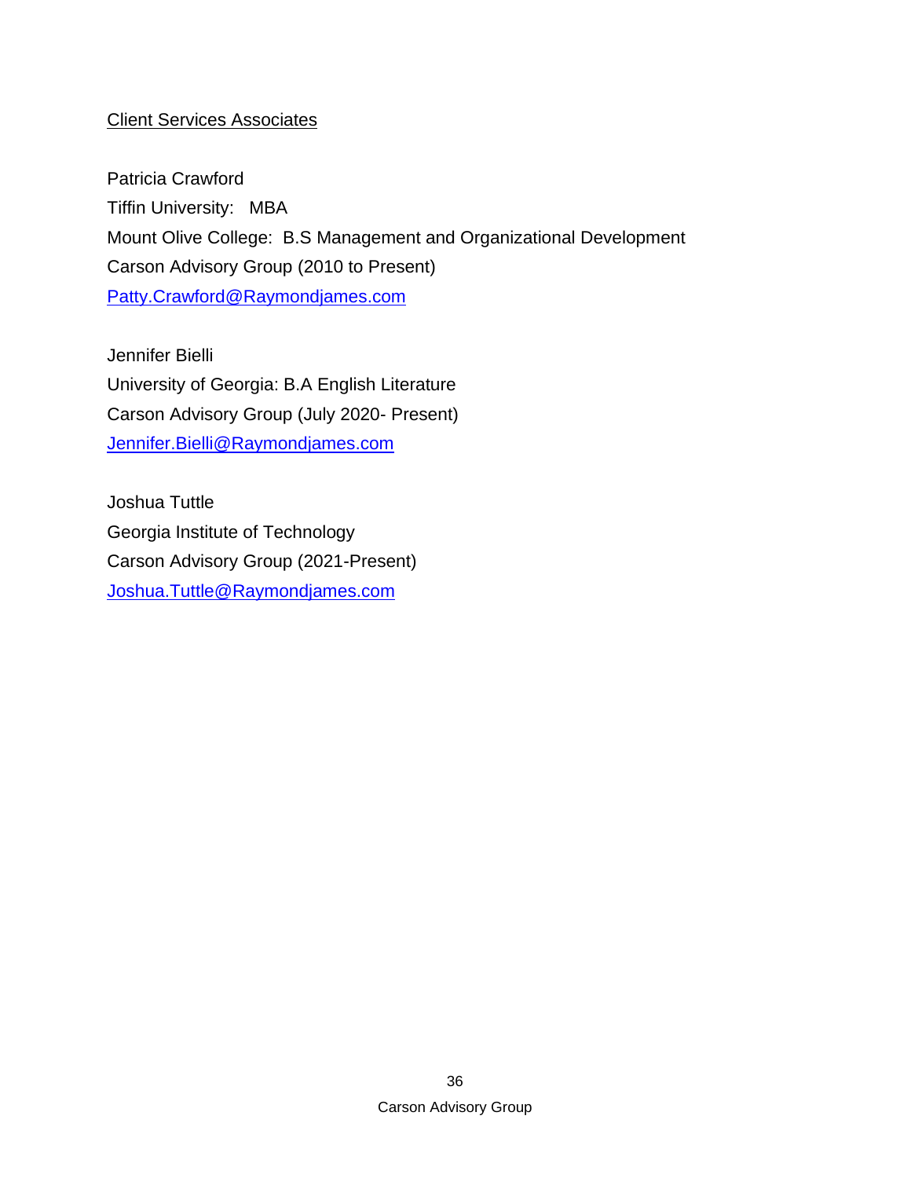Client Services Associates

Patricia Crawford
Tiffin University:   MBA
Mount Olive College:  B.S Management and Organizational Development
Carson Advisory Group (2010 to Present)
Patty.Crawford@Raymondjames.com

Jennifer Bielli
University of Georgia: B.A English Literature
Carson Advisory Group (July 2020- Present)
Jennifer.Bielli@Raymondjames.com

Joshua Tuttle
Georgia Institute of Technology
Carson Advisory Group (2021-Present)
Joshua.Tuttle@Raymondjames.com